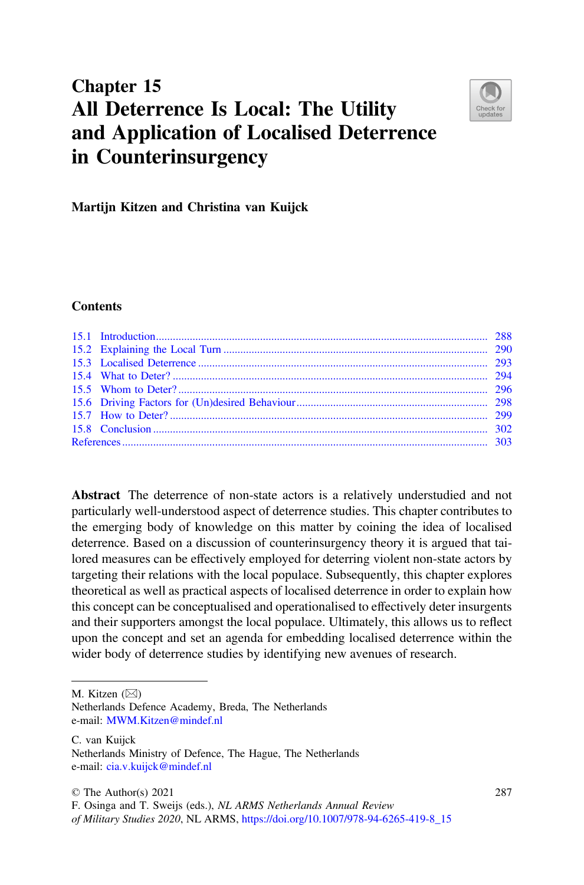# Chapter 15
# All Deterrence Is Local: The Utility and Application of Localised Deterrence in Counterinsurgency

**Martijn Kitzen and Christina van Kuijck**

### Contents

15.1 Introduction .......... 288
15.2 Explaining the Local Turn .......... 290
15.3 Localised Deterrence .......... 293
15.4 What to Deter? .......... 294
15.5 Whom to Deter? .......... 296
15.6 Driving Factors for (Un)desired Behaviour .......... 298
15.7 How to Deter? .......... 299
15.8 Conclusion .......... 302
References .......... 303

**Abstract** The deterrence of non-state actors is a relatively understudied and not particularly well-understood aspect of deterrence studies. This chapter contributes to the emerging body of knowledge on this matter by coining the idea of localised deterrence. Based on a discussion of counterinsurgency theory it is argued that tailored measures can be effectively employed for deterring violent non-state actors by targeting their relations with the local populace. Subsequently, this chapter explores theoretical as well as practical aspects of localised deterrence in order to explain how this concept can be conceptualised and operationalised to effectively deter insurgents and their supporters amongst the local populace. Ultimately, this allows us to reflect upon the concept and set an agenda for embedding localised deterrence within the wider body of deterrence studies by identifying new avenues of research.

---

M. Kitzen (✉)
Netherlands Defence Academy, Breda, The Netherlands
e-mail: MWM.Kitzen@mindef.nl

C. van Kuijck
Netherlands Ministry of Defence, The Hague, The Netherlands
e-mail: cia.v.kuijck@mindef.nl

© The Author(s) 2021
F. Osinga and T. Sweijs (eds.), *NL ARMS Netherlands Annual Review of Military Studies 2020*, NL ARMS, https://doi.org/10.1007/978-94-6265-419-8_15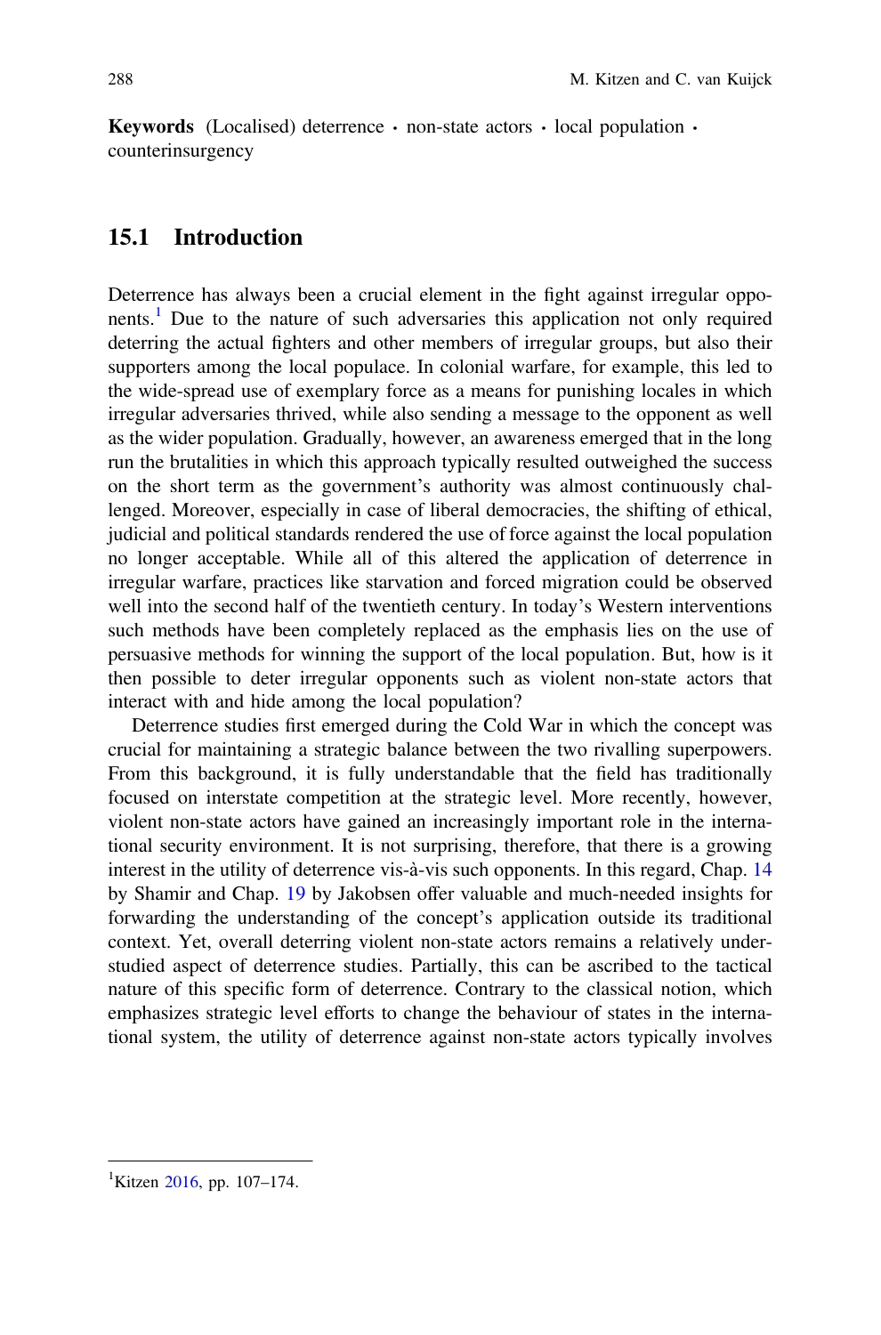**Keywords** (Localised) deterrence · non-state actors · local population · counterinsurgency

## 15.1 Introduction

Deterrence has always been a crucial element in the fight against irregular opponents.[1] Due to the nature of such adversaries this application not only required deterring the actual fighters and other members of irregular groups, but also their supporters among the local populace. In colonial warfare, for example, this led to the wide-spread use of exemplary force as a means for punishing locales in which irregular adversaries thrived, while also sending a message to the opponent as well as the wider population. Gradually, however, an awareness emerged that in the long run the brutalities in which this approach typically resulted outweighed the success on the short term as the government's authority was almost continuously challenged. Moreover, especially in case of liberal democracies, the shifting of ethical, judicial and political standards rendered the use of force against the local population no longer acceptable. While all of this altered the application of deterrence in irregular warfare, practices like starvation and forced migration could be observed well into the second half of the twentieth century. In today's Western interventions such methods have been completely replaced as the emphasis lies on the use of persuasive methods for winning the support of the local population. But, how is it then possible to deter irregular opponents such as violent non-state actors that interact with and hide among the local population?

Deterrence studies first emerged during the Cold War in which the concept was crucial for maintaining a strategic balance between the two rivalling superpowers. From this background, it is fully understandable that the field has traditionally focused on interstate competition at the strategic level. More recently, however, violent non-state actors have gained an increasingly important role in the international security environment. It is not surprising, therefore, that there is a growing interest in the utility of deterrence vis-à-vis such opponents. In this regard, Chap. 14 by Shamir and Chap. 19 by Jakobsen offer valuable and much-needed insights for forwarding the understanding of the concept's application outside its traditional context. Yet, overall deterring violent non-state actors remains a relatively understudied aspect of deterrence studies. Partially, this can be ascribed to the tactical nature of this specific form of deterrence. Contrary to the classical notion, which emphasizes strategic level efforts to change the behaviour of states in the international system, the utility of deterrence against non-state actors typically involves

[1] Kitzen 2016, pp. 107–174.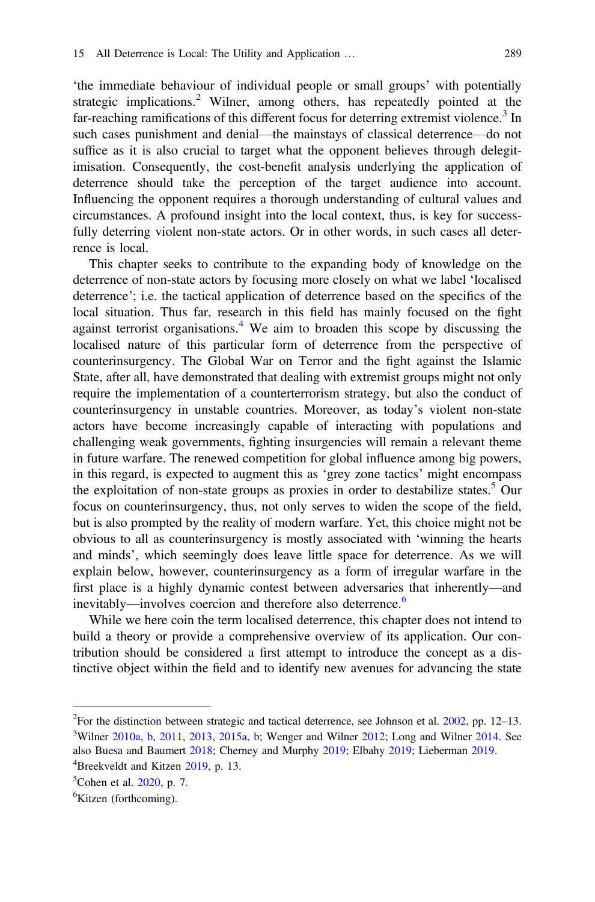'the immediate behaviour of individual people or small groups' with potentially strategic implications.[2] Wilner, among others, has repeatedly pointed at the far-reaching ramifications of this different focus for deterring extremist violence.[3] In such cases punishment and denial—the mainstays of classical deterrence—do not suffice as it is also crucial to target what the opponent believes through delegitimisation. Consequently, the cost-benefit analysis underlying the application of deterrence should take the perception of the target audience into account. Influencing the opponent requires a thorough understanding of cultural values and circumstances. A profound insight into the local context, thus, is key for successfully deterring violent non-state actors. Or in other words, in such cases all deterrence is local.

This chapter seeks to contribute to the expanding body of knowledge on the deterrence of non-state actors by focusing more closely on what we label 'localised deterrence'; i.e. the tactical application of deterrence based on the specifics of the local situation. Thus far, research in this field has mainly focused on the fight against terrorist organisations.[4] We aim to broaden this scope by discussing the localised nature of this particular form of deterrence from the perspective of counterinsurgency. The Global War on Terror and the fight against the Islamic State, after all, have demonstrated that dealing with extremist groups might not only require the implementation of a counterterrorism strategy, but also the conduct of counterinsurgency in unstable countries. Moreover, as today's violent non-state actors have become increasingly capable of interacting with populations and challenging weak governments, fighting insurgencies will remain a relevant theme in future warfare. The renewed competition for global influence among big powers, in this regard, is expected to augment this as 'grey zone tactics' might encompass the exploitation of non-state groups as proxies in order to destabilize states.[5] Our focus on counterinsurgency, thus, not only serves to widen the scope of the field, but is also prompted by the reality of modern warfare. Yet, this choice might not be obvious to all as counterinsurgency is mostly associated with 'winning the hearts and minds', which seemingly does leave little space for deterrence. As we will explain below, however, counterinsurgency as a form of irregular warfare in the first place is a highly dynamic contest between adversaries that inherently—and inevitably—involves coercion and therefore also deterrence.[6]

While we here coin the term localised deterrence, this chapter does not intend to build a theory or provide a comprehensive overview of its application. Our contribution should be considered a first attempt to introduce the concept as a distinctive object within the field and to identify new avenues for advancing the state

---

[2] For the distinction between strategic and tactical deterrence, see Johnson et al. 2002, pp. 12–13.

[3] Wilner 2010a, b, 2011, 2013, 2015a, b; Wenger and Wilner 2012; Long and Wilner 2014. See also Buesa and Baumert 2018; Cherney and Murphy 2019; Elbahy 2019; Lieberman 2019.

[4] Breekveldt and Kitzen 2019, p. 13.

[5] Cohen et al. 2020, p. 7.

[6] Kitzen (forthcoming).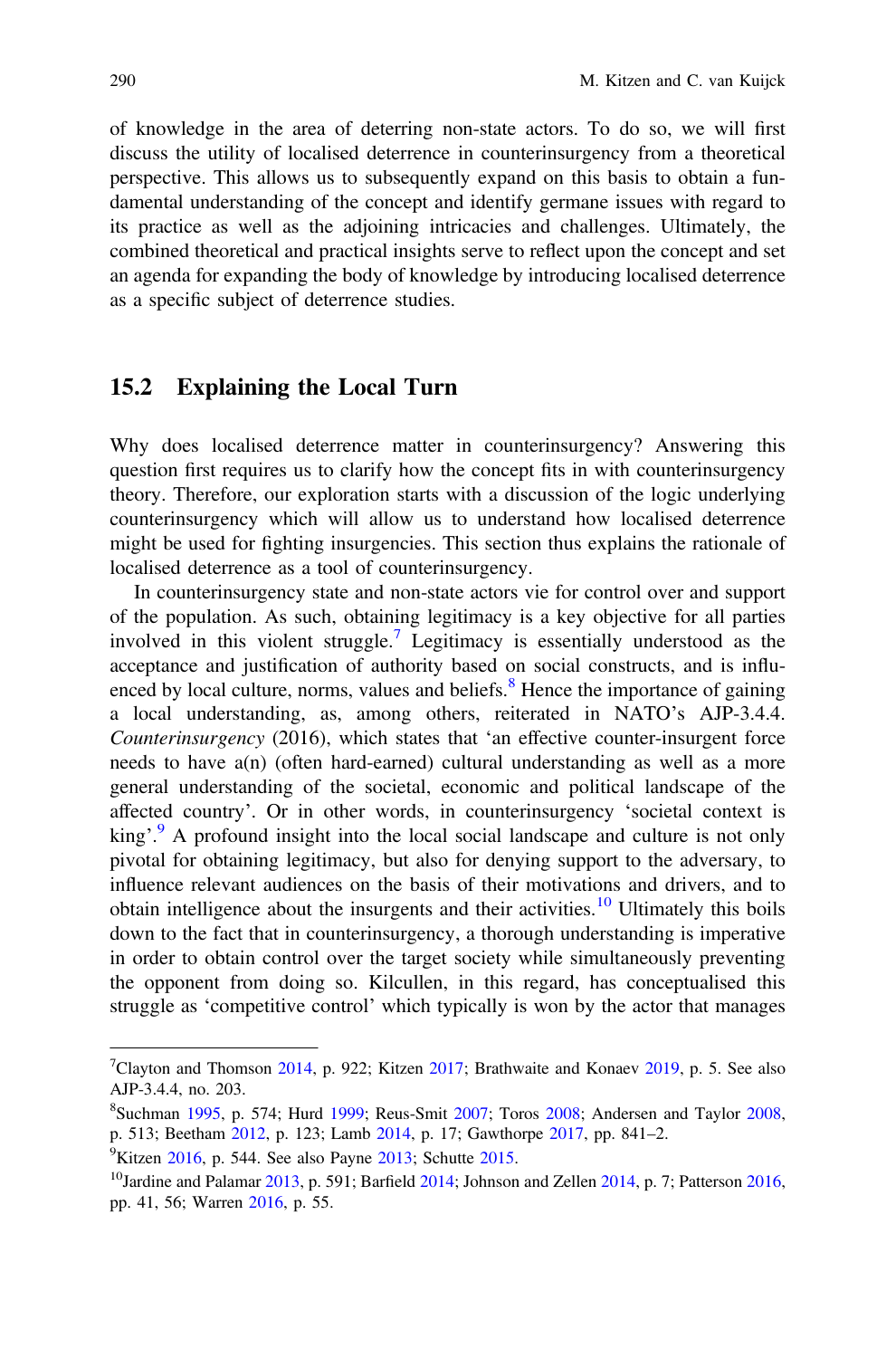of knowledge in the area of deterring non-state actors. To do so, we will first discuss the utility of localised deterrence in counterinsurgency from a theoretical perspective. This allows us to subsequently expand on this basis to obtain a fundamental understanding of the concept and identify germane issues with regard to its practice as well as the adjoining intricacies and challenges. Ultimately, the combined theoretical and practical insights serve to reflect upon the concept and set an agenda for expanding the body of knowledge by introducing localised deterrence as a specific subject of deterrence studies.

## 15.2 Explaining the Local Turn

Why does localised deterrence matter in counterinsurgency? Answering this question first requires us to clarify how the concept fits in with counterinsurgency theory. Therefore, our exploration starts with a discussion of the logic underlying counterinsurgency which will allow us to understand how localised deterrence might be used for fighting insurgencies. This section thus explains the rationale of localised deterrence as a tool of counterinsurgency.

In counterinsurgency state and non-state actors vie for control over and support of the population. As such, obtaining legitimacy is a key objective for all parties involved in this violent struggle.[7] Legitimacy is essentially understood as the acceptance and justification of authority based on social constructs, and is influenced by local culture, norms, values and beliefs.[8] Hence the importance of gaining a local understanding, as, among others, reiterated in NATO's AJP-3.4.4. *Counterinsurgency* (2016), which states that 'an effective counter-insurgent force needs to have a(n) (often hard-earned) cultural understanding as well as a more general understanding of the societal, economic and political landscape of the affected country'. Or in other words, in counterinsurgency 'societal context is king'.[9] A profound insight into the local social landscape and culture is not only pivotal for obtaining legitimacy, but also for denying support to the adversary, to influence relevant audiences on the basis of their motivations and drivers, and to obtain intelligence about the insurgents and their activities.[10] Ultimately this boils down to the fact that in counterinsurgency, a thorough understanding is imperative in order to obtain control over the target society while simultaneously preventing the opponent from doing so. Kilcullen, in this regard, has conceptualised this struggle as 'competitive control' which typically is won by the actor that manages

---

[7] Clayton and Thomson 2014, p. 922; Kitzen 2017; Brathwaite and Konaev 2019, p. 5. See also AJP-3.4.4, no. 203.

[8] Suchman 1995, p. 574; Hurd 1999; Reus-Smit 2007; Toros 2008; Andersen and Taylor 2008, p. 513; Beetham 2012, p. 123; Lamb 2014, p. 17; Gawthorpe 2017, pp. 841–2.

[9] Kitzen 2016, p. 544. See also Payne 2013; Schutte 2015.

[10] Jardine and Palamar 2013, p. 591; Barfield 2014; Johnson and Zellen 2014, p. 7; Patterson 2016, pp. 41, 56; Warren 2016, p. 55.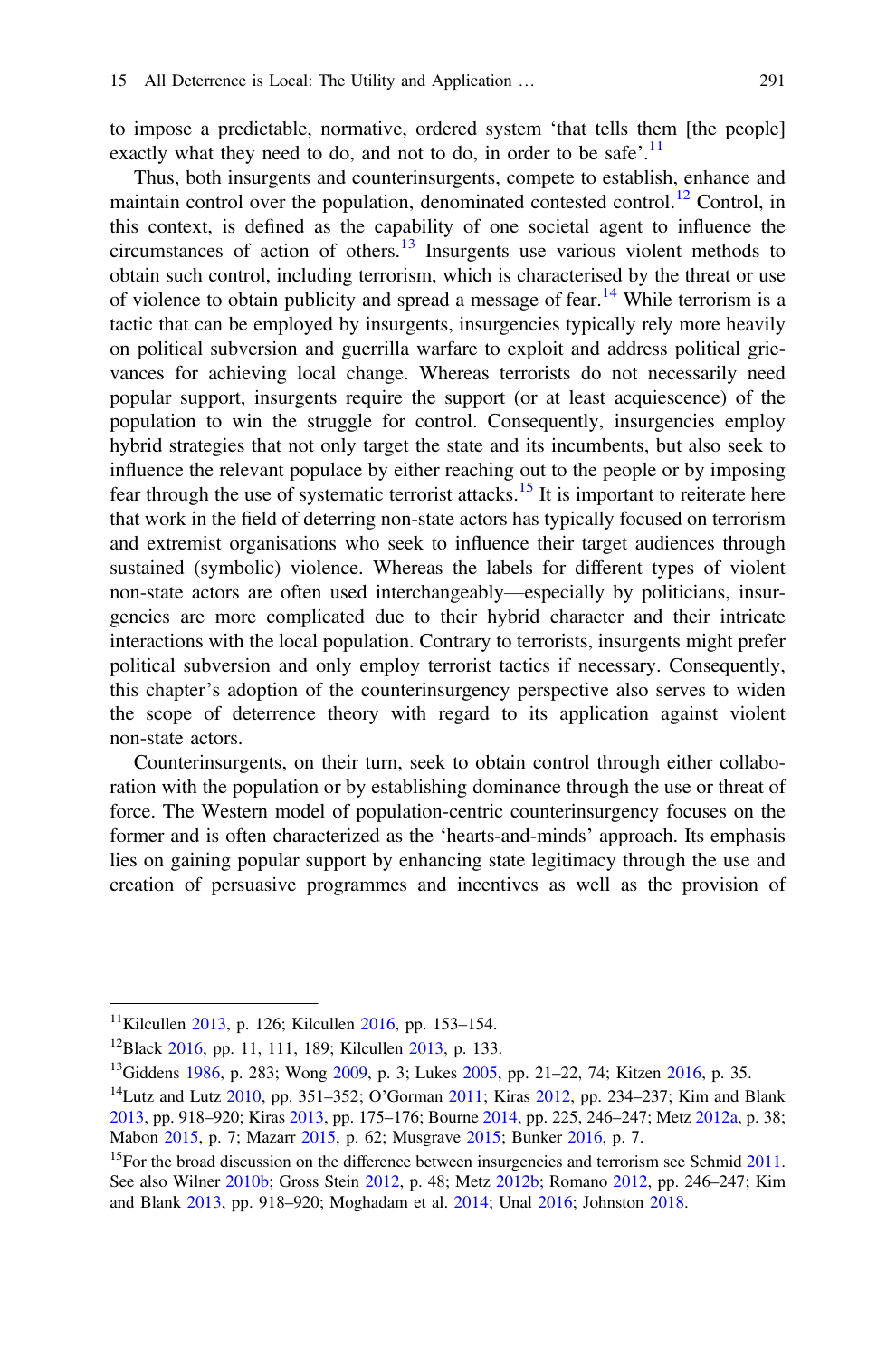to impose a predictable, normative, ordered system 'that tells them [the people] exactly what they need to do, and not to do, in order to be safe'.[11]

Thus, both insurgents and counterinsurgents, compete to establish, enhance and maintain control over the population, denominated contested control.[12] Control, in this context, is defined as the capability of one societal agent to influence the circumstances of action of others.[13] Insurgents use various violent methods to obtain such control, including terrorism, which is characterised by the threat or use of violence to obtain publicity and spread a message of fear.[14] While terrorism is a tactic that can be employed by insurgents, insurgencies typically rely more heavily on political subversion and guerrilla warfare to exploit and address political grievances for achieving local change. Whereas terrorists do not necessarily need popular support, insurgents require the support (or at least acquiescence) of the population to win the struggle for control. Consequently, insurgencies employ hybrid strategies that not only target the state and its incumbents, but also seek to influence the relevant populace by either reaching out to the people or by imposing fear through the use of systematic terrorist attacks.[15] It is important to reiterate here that work in the field of deterring non-state actors has typically focused on terrorism and extremist organisations who seek to influence their target audiences through sustained (symbolic) violence. Whereas the labels for different types of violent non-state actors are often used interchangeably—especially by politicians, insurgencies are more complicated due to their hybrid character and their intricate interactions with the local population. Contrary to terrorists, insurgents might prefer political subversion and only employ terrorist tactics if necessary. Consequently, this chapter's adoption of the counterinsurgency perspective also serves to widen the scope of deterrence theory with regard to its application against violent non-state actors.

Counterinsurgents, on their turn, seek to obtain control through either collaboration with the population or by establishing dominance through the use or threat of force. The Western model of population-centric counterinsurgency focuses on the former and is often characterized as the 'hearts-and-minds' approach. Its emphasis lies on gaining popular support by enhancing state legitimacy through the use and creation of persuasive programmes and incentives as well as the provision of

---

[11] Kilcullen 2013, p. 126; Kilcullen 2016, pp. 153–154.

[12] Black 2016, pp. 11, 111, 189; Kilcullen 2013, p. 133.

[13] Giddens 1986, p. 283; Wong 2009, p. 3; Lukes 2005, pp. 21–22, 74; Kitzen 2016, p. 35.

[14] Lutz and Lutz 2010, pp. 351–352; O'Gorman 2011; Kiras 2012, pp. 234–237; Kim and Blank 2013, pp. 918–920; Kiras 2013, pp. 175–176; Bourne 2014, pp. 225, 246–247; Metz 2012a, p. 38; Mabon 2015, p. 7; Mazarr 2015, p. 62; Musgrave 2015; Bunker 2016, p. 7.

[15] For the broad discussion on the difference between insurgencies and terrorism see Schmid 2011. See also Wilner 2010b; Gross Stein 2012, p. 48; Metz 2012b; Romano 2012, pp. 246–247; Kim and Blank 2013, pp. 918–920; Moghadam et al. 2014; Unal 2016; Johnston 2018.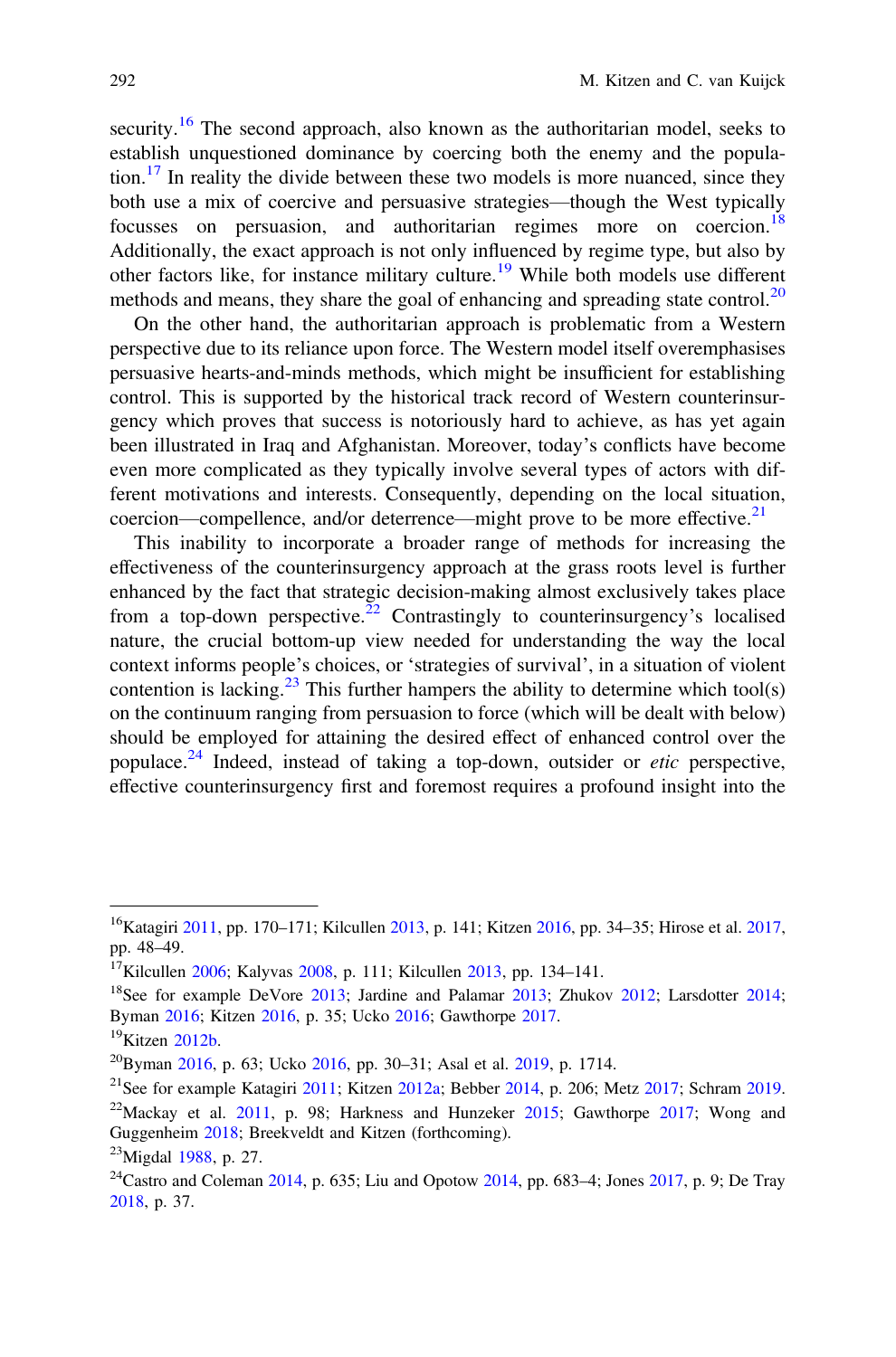security.[16] The second approach, also known as the authoritarian model, seeks to establish unquestioned dominance by coercing both the enemy and the population.[17] In reality the divide between these two models is more nuanced, since they both use a mix of coercive and persuasive strategies—though the West typically focusses on persuasion, and authoritarian regimes more on coercion.[18] Additionally, the exact approach is not only influenced by regime type, but also by other factors like, for instance military culture.[19] While both models use different methods and means, they share the goal of enhancing and spreading state control.[20]

On the other hand, the authoritarian approach is problematic from a Western perspective due to its reliance upon force. The Western model itself overemphasises persuasive hearts-and-minds methods, which might be insufficient for establishing control. This is supported by the historical track record of Western counterinsurgency which proves that success is notoriously hard to achieve, as has yet again been illustrated in Iraq and Afghanistan. Moreover, today's conflicts have become even more complicated as they typically involve several types of actors with different motivations and interests. Consequently, depending on the local situation, coercion—compellence, and/or deterrence—might prove to be more effective.[21]

This inability to incorporate a broader range of methods for increasing the effectiveness of the counterinsurgency approach at the grass roots level is further enhanced by the fact that strategic decision-making almost exclusively takes place from a top-down perspective.[22] Contrastingly to counterinsurgency's localised nature, the crucial bottom-up view needed for understanding the way the local context informs people's choices, or 'strategies of survival', in a situation of violent contention is lacking.[23] This further hampers the ability to determine which tool(s) on the continuum ranging from persuasion to force (which will be dealt with below) should be employed for attaining the desired effect of enhanced control over the populace.[24] Indeed, instead of taking a top-down, outsider or *etic* perspective, effective counterinsurgency first and foremost requires a profound insight into the

---

[16] Katagiri 2011, pp. 170–171; Kilcullen 2013, p. 141; Kitzen 2016, pp. 34–35; Hirose et al. 2017, pp. 48–49.

[17] Kilcullen 2006; Kalyvas 2008, p. 111; Kilcullen 2013, pp. 134–141.

[18] See for example DeVore 2013; Jardine and Palamar 2013; Zhukov 2012; Larsdotter 2014; Byman 2016; Kitzen 2016, p. 35; Ucko 2016; Gawthorpe 2017.

[19] Kitzen 2012b.

[20] Byman 2016, p. 63; Ucko 2016, pp. 30–31; Asal et al. 2019, p. 1714.

[21] See for example Katagiri 2011; Kitzen 2012a; Bebber 2014, p. 206; Metz 2017; Schram 2019.

[22] Mackay et al. 2011, p. 98; Harkness and Hunzeker 2015; Gawthorpe 2017; Wong and Guggenheim 2018; Breekveldt and Kitzen (forthcoming).

[23] Migdal 1988, p. 27.

[24] Castro and Coleman 2014, p. 635; Liu and Opotow 2014, pp. 683–4; Jones 2017, p. 9; De Tray 2018, p. 37.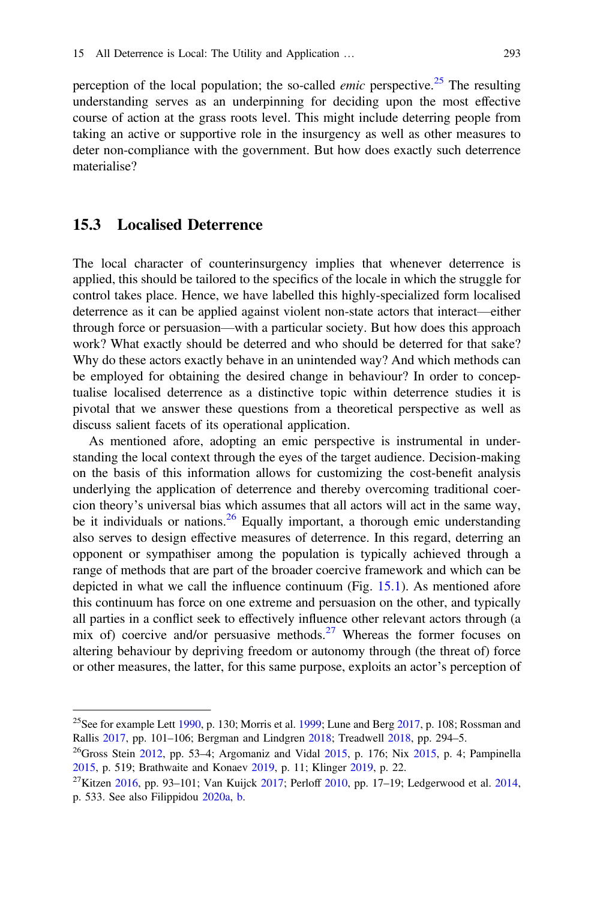perception of the local population; the so-called *emic* perspective.[25] The resulting understanding serves as an underpinning for deciding upon the most effective course of action at the grass roots level. This might include deterring people from taking an active or supportive role in the insurgency as well as other measures to deter non-compliance with the government. But how does exactly such deterrence materialise?

## 15.3 Localised Deterrence

The local character of counterinsurgency implies that whenever deterrence is applied, this should be tailored to the specifics of the locale in which the struggle for control takes place. Hence, we have labelled this highly-specialized form localised deterrence as it can be applied against violent non-state actors that interact—either through force or persuasion—with a particular society. But how does this approach work? What exactly should be deterred and who should be deterred for that sake? Why do these actors exactly behave in an unintended way? And which methods can be employed for obtaining the desired change in behaviour? In order to conceptualise localised deterrence as a distinctive topic within deterrence studies it is pivotal that we answer these questions from a theoretical perspective as well as discuss salient facets of its operational application.

As mentioned afore, adopting an emic perspective is instrumental in understanding the local context through the eyes of the target audience. Decision-making on the basis of this information allows for customizing the cost-benefit analysis underlying the application of deterrence and thereby overcoming traditional coercion theory's universal bias which assumes that all actors will act in the same way, be it individuals or nations.[26] Equally important, a thorough emic understanding also serves to design effective measures of deterrence. In this regard, deterring an opponent or sympathiser among the population is typically achieved through a range of methods that are part of the broader coercive framework and which can be depicted in what we call the influence continuum (Fig. 15.1). As mentioned afore this continuum has force on one extreme and persuasion on the other, and typically all parties in a conflict seek to effectively influence other relevant actors through (a mix of) coercive and/or persuasive methods.[27] Whereas the former focuses on altering behaviour by depriving freedom or autonomy through (the threat of) force or other measures, the latter, for this same purpose, exploits an actor's perception of

---

[25] See for example Lett 1990, p. 130; Morris et al. 1999; Lune and Berg 2017, p. 108; Rossman and Rallis 2017, pp. 101–106; Bergman and Lindgren 2018; Treadwell 2018, pp. 294–5.

[26] Gross Stein 2012, pp. 53–4; Argomaniz and Vidal 2015, p. 176; Nix 2015, p. 4; Pampinella 2015, p. 519; Brathwaite and Konaev 2019, p. 11; Klinger 2019, p. 22.

[27] Kitzen 2016, pp. 93–101; Van Kuijck 2017; Perloff 2010, pp. 17–19; Ledgerwood et al. 2014, p. 533. See also Filippidou 2020a, b.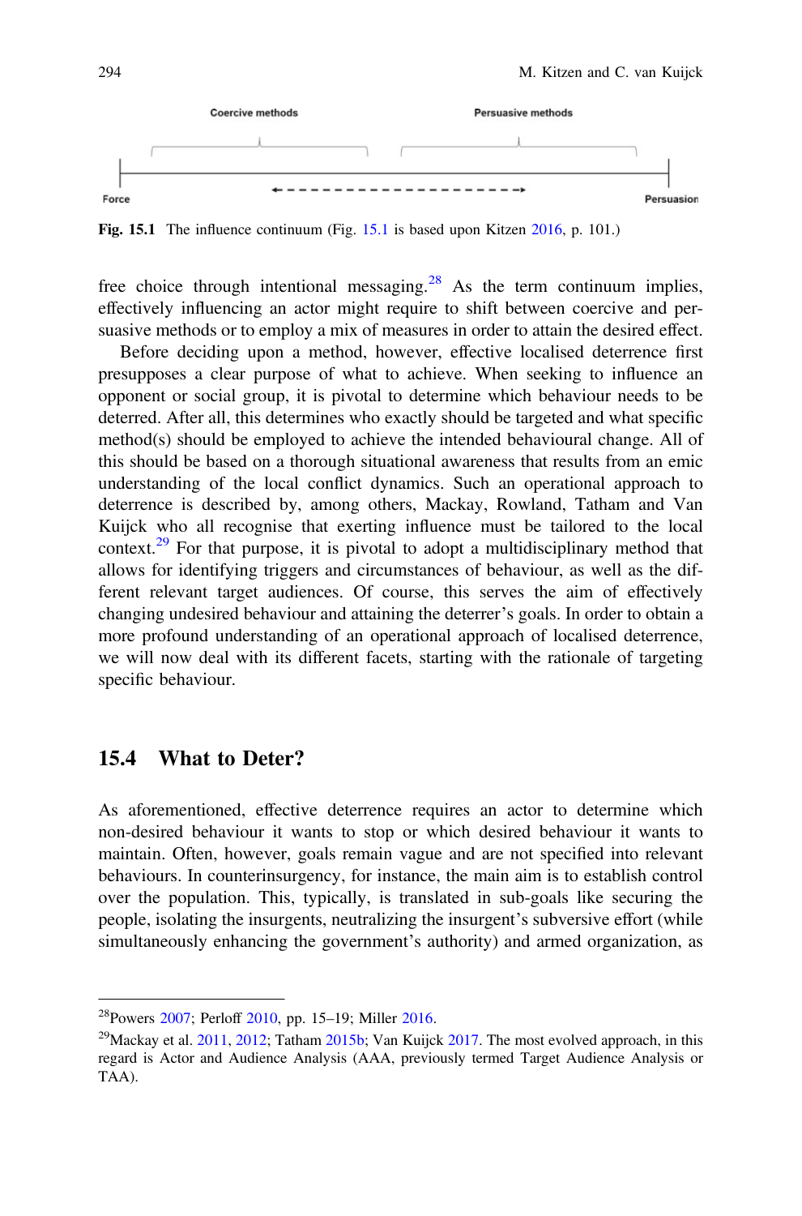Coercive methods

Persuasive methods

Force

Persuasion

**Fig. 15.1** The influence continuum (Fig. 15.1 is based upon Kitzen 2016, p. 101.)

free choice through intentional messaging.[28] As the term continuum implies, effectively influencing an actor might require to shift between coercive and persuasive methods or to employ a mix of measures in order to attain the desired effect.

Before deciding upon a method, however, effective localised deterrence first presupposes a clear purpose of what to achieve. When seeking to influence an opponent or social group, it is pivotal to determine which behaviour needs to be deterred. After all, this determines who exactly should be targeted and what specific method(s) should be employed to achieve the intended behavioural change. All of this should be based on a thorough situational awareness that results from an emic understanding of the local conflict dynamics. Such an operational approach to deterrence is described by, among others, Mackay, Rowland, Tatham and Van Kuijck who all recognise that exerting influence must be tailored to the local context.[29] For that purpose, it is pivotal to adopt a multidisciplinary method that allows for identifying triggers and circumstances of behaviour, as well as the different relevant target audiences. Of course, this serves the aim of effectively changing undesired behaviour and attaining the deterrer's goals. In order to obtain a more profound understanding of an operational approach of localised deterrence, we will now deal with its different facets, starting with the rationale of targeting specific behaviour.

## 15.4 What to Deter?

As aforementioned, effective deterrence requires an actor to determine which non-desired behaviour it wants to stop or which desired behaviour it wants to maintain. Often, however, goals remain vague and are not specified into relevant behaviours. In counterinsurgency, for instance, the main aim is to establish control over the population. This, typically, is translated in sub-goals like securing the people, isolating the insurgents, neutralizing the insurgent's subversive effort (while simultaneously enhancing the government's authority) and armed organization, as

---

[28] Powers 2007; Perloff 2010, pp. 15–19; Miller 2016.

[29] Mackay et al. 2011, 2012; Tatham 2015b; Van Kuijck 2017. The most evolved approach, in this regard is Actor and Audience Analysis (AAA, previously termed Target Audience Analysis or TAA).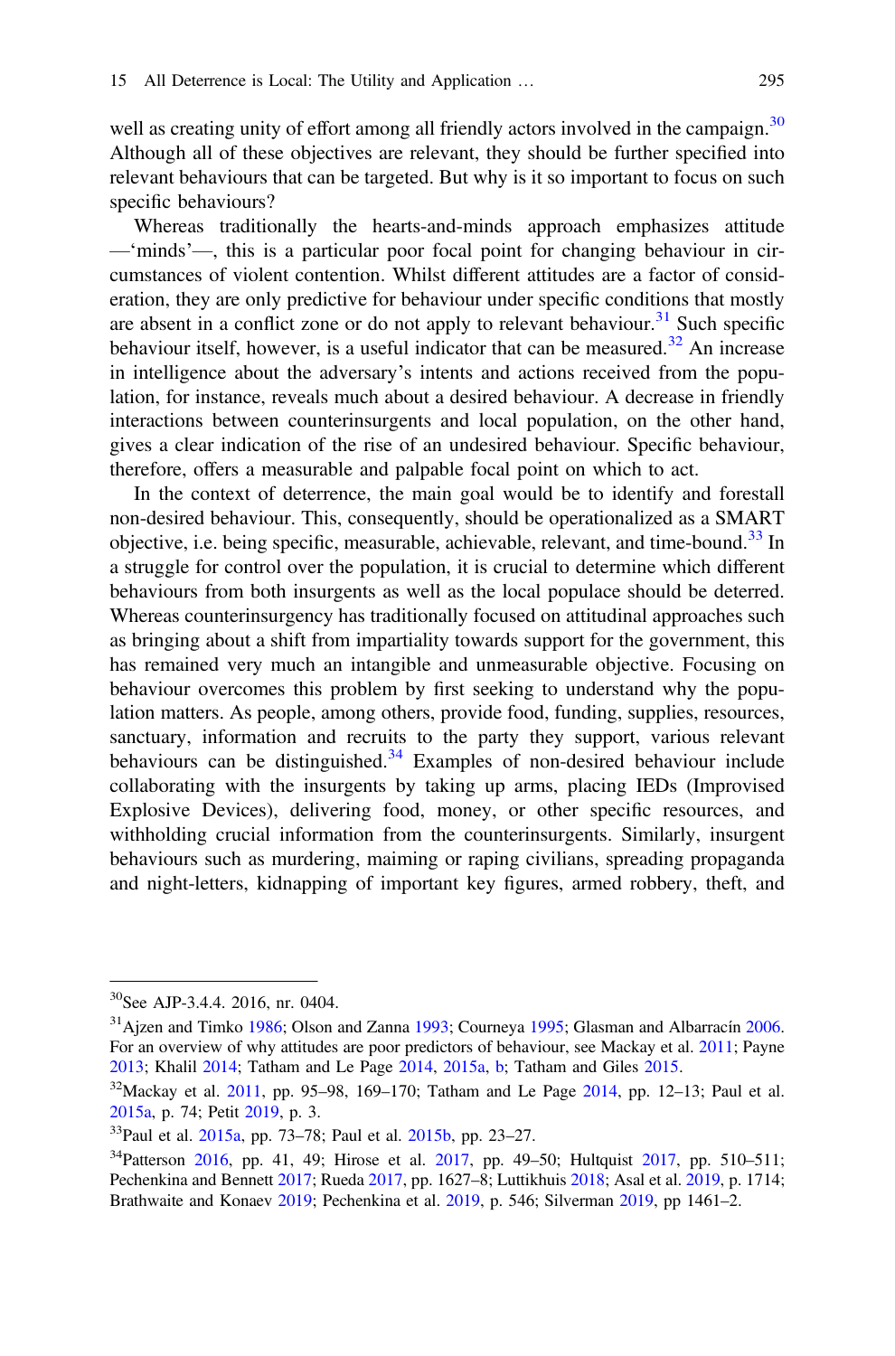well as creating unity of effort among all friendly actors involved in the campaign.[30] Although all of these objectives are relevant, they should be further specified into relevant behaviours that can be targeted. But why is it so important to focus on such specific behaviours?

Whereas traditionally the hearts-and-minds approach emphasizes attitude —'minds'—, this is a particular poor focal point for changing behaviour in circumstances of violent contention. Whilst different attitudes are a factor of consideration, they are only predictive for behaviour under specific conditions that mostly are absent in a conflict zone or do not apply to relevant behaviour.[31] Such specific behaviour itself, however, is a useful indicator that can be measured.[32] An increase in intelligence about the adversary's intents and actions received from the population, for instance, reveals much about a desired behaviour. A decrease in friendly interactions between counterinsurgents and local population, on the other hand, gives a clear indication of the rise of an undesired behaviour. Specific behaviour, therefore, offers a measurable and palpable focal point on which to act.

In the context of deterrence, the main goal would be to identify and forestall non-desired behaviour. This, consequently, should be operationalized as a SMART objective, i.e. being specific, measurable, achievable, relevant, and time-bound.[33] In a struggle for control over the population, it is crucial to determine which different behaviours from both insurgents as well as the local populace should be deterred. Whereas counterinsurgency has traditionally focused on attitudinal approaches such as bringing about a shift from impartiality towards support for the government, this has remained very much an intangible and unmeasurable objective. Focusing on behaviour overcomes this problem by first seeking to understand why the population matters. As people, among others, provide food, funding, supplies, resources, sanctuary, information and recruits to the party they support, various relevant behaviours can be distinguished.[34] Examples of non-desired behaviour include collaborating with the insurgents by taking up arms, placing IEDs (Improvised Explosive Devices), delivering food, money, or other specific resources, and withholding crucial information from the counterinsurgents. Similarly, insurgent behaviours such as murdering, maiming or raping civilians, spreading propaganda and night-letters, kidnapping of important key figures, armed robbery, theft, and

---

[30] See AJP-3.4.4. 2016, nr. 0404.

[31] Ajzen and Timko 1986; Olson and Zanna 1993; Courneya 1995; Glasman and Albarracín 2006. For an overview of why attitudes are poor predictors of behaviour, see Mackay et al. 2011; Payne 2013; Khalil 2014; Tatham and Le Page 2014, 2015a, b; Tatham and Giles 2015.

[32] Mackay et al. 2011, pp. 95–98, 169–170; Tatham and Le Page 2014, pp. 12–13; Paul et al. 2015a, p. 74; Petit 2019, p. 3.

[33] Paul et al. 2015a, pp. 73–78; Paul et al. 2015b, pp. 23–27.

[34] Patterson 2016, pp. 41, 49; Hirose et al. 2017, pp. 49–50; Hultquist 2017, pp. 510–511; Pechenkina and Bennett 2017; Rueda 2017, pp. 1627–8; Luttikhuis 2018; Asal et al. 2019, p. 1714; Brathwaite and Konaev 2019; Pechenkina et al. 2019, p. 546; Silverman 2019, pp 1461–2.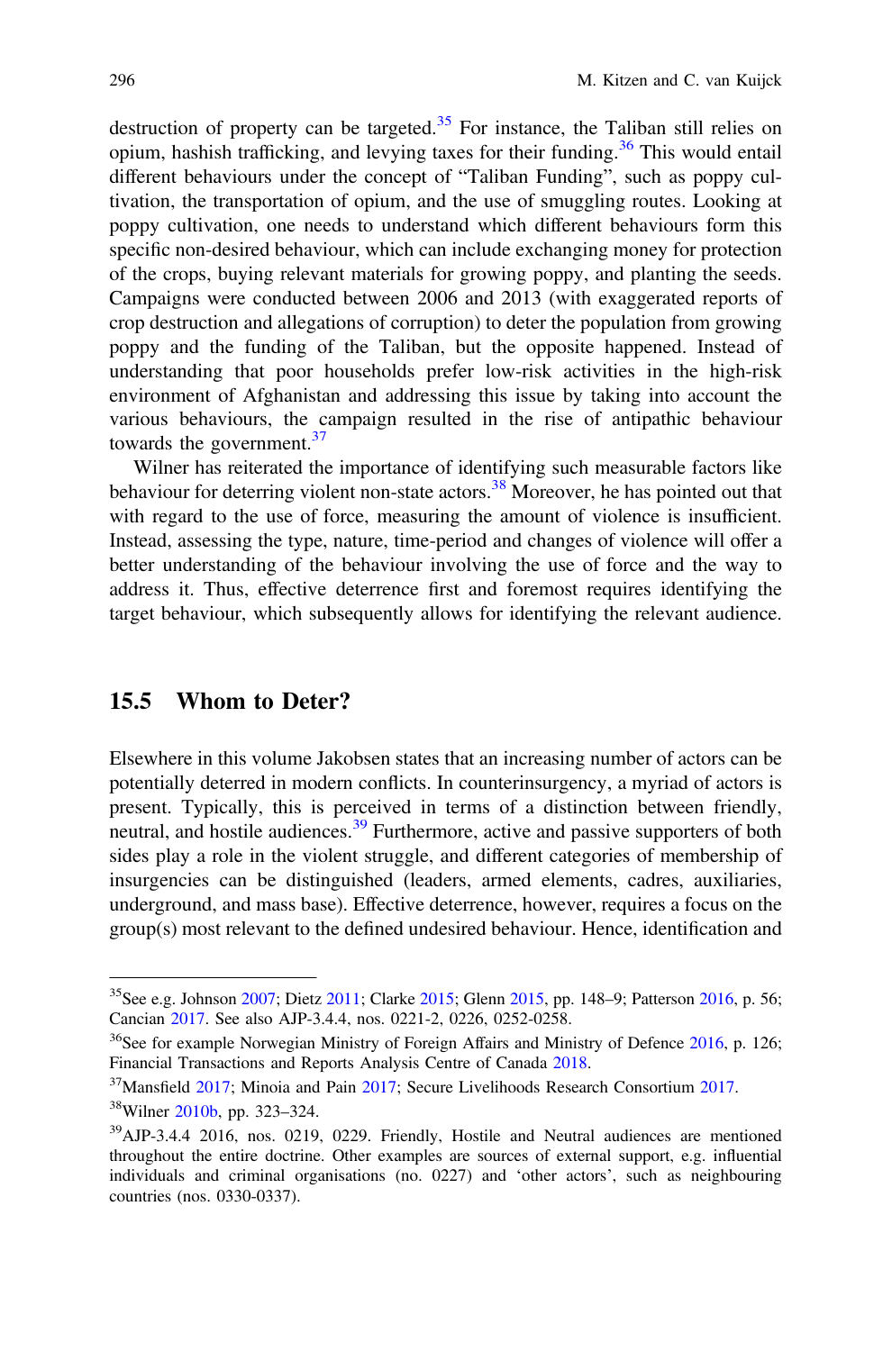destruction of property can be targeted.[35] For instance, the Taliban still relies on opium, hashish trafficking, and levying taxes for their funding.[36] This would entail different behaviours under the concept of "Taliban Funding", such as poppy cultivation, the transportation of opium, and the use of smuggling routes. Looking at poppy cultivation, one needs to understand which different behaviours form this specific non-desired behaviour, which can include exchanging money for protection of the crops, buying relevant materials for growing poppy, and planting the seeds. Campaigns were conducted between 2006 and 2013 (with exaggerated reports of crop destruction and allegations of corruption) to deter the population from growing poppy and the funding of the Taliban, but the opposite happened. Instead of understanding that poor households prefer low-risk activities in the high-risk environment of Afghanistan and addressing this issue by taking into account the various behaviours, the campaign resulted in the rise of antipathic behaviour towards the government.[37]

Wilner has reiterated the importance of identifying such measurable factors like behaviour for deterring violent non-state actors.[38] Moreover, he has pointed out that with regard to the use of force, measuring the amount of violence is insufficient. Instead, assessing the type, nature, time-period and changes of violence will offer a better understanding of the behaviour involving the use of force and the way to address it. Thus, effective deterrence first and foremost requires identifying the target behaviour, which subsequently allows for identifying the relevant audience.

## 15.5 Whom to Deter?

Elsewhere in this volume Jakobsen states that an increasing number of actors can be potentially deterred in modern conflicts. In counterinsurgency, a myriad of actors is present. Typically, this is perceived in terms of a distinction between friendly, neutral, and hostile audiences.[39] Furthermore, active and passive supporters of both sides play a role in the violent struggle, and different categories of membership of insurgencies can be distinguished (leaders, armed elements, cadres, auxiliaries, underground, and mass base). Effective deterrence, however, requires a focus on the group(s) most relevant to the defined undesired behaviour. Hence, identification and

---

[35] See e.g. Johnson 2007; Dietz 2011; Clarke 2015; Glenn 2015, pp. 148–9; Patterson 2016, p. 56; Cancian 2017. See also AJP-3.4.4, nos. 0221-2, 0226, 0252-0258.

[36] See for example Norwegian Ministry of Foreign Affairs and Ministry of Defence 2016, p. 126; Financial Transactions and Reports Analysis Centre of Canada 2018.

[37] Mansfield 2017; Minoia and Pain 2017; Secure Livelihoods Research Consortium 2017.

[38] Wilner 2010b, pp. 323–324.

[39] AJP-3.4.4 2016, nos. 0219, 0229. Friendly, Hostile and Neutral audiences are mentioned throughout the entire doctrine. Other examples are sources of external support, e.g. influential individuals and criminal organisations (no. 0227) and 'other actors', such as neighbouring countries (nos. 0330-0337).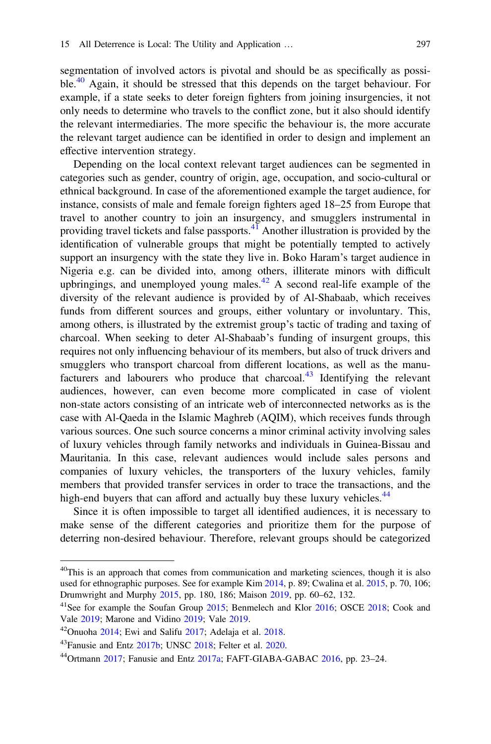segmentation of involved actors is pivotal and should be as specifically as possible.[40] Again, it should be stressed that this depends on the target behaviour. For example, if a state seeks to deter foreign fighters from joining insurgencies, it not only needs to determine who travels to the conflict zone, but it also should identify the relevant intermediaries. The more specific the behaviour is, the more accurate the relevant target audience can be identified in order to design and implement an effective intervention strategy.

Depending on the local context relevant target audiences can be segmented in categories such as gender, country of origin, age, occupation, and socio-cultural or ethnical background. In case of the aforementioned example the target audience, for instance, consists of male and female foreign fighters aged 18–25 from Europe that travel to another country to join an insurgency, and smugglers instrumental in providing travel tickets and false passports.[41] Another illustration is provided by the identification of vulnerable groups that might be potentially tempted to actively support an insurgency with the state they live in. Boko Haram's target audience in Nigeria e.g. can be divided into, among others, illiterate minors with difficult upbringings, and unemployed young males.[42] A second real-life example of the diversity of the relevant audience is provided by of Al-Shabaab, which receives funds from different sources and groups, either voluntary or involuntary. This, among others, is illustrated by the extremist group's tactic of trading and taxing of charcoal. When seeking to deter Al-Shabaab's funding of insurgent groups, this requires not only influencing behaviour of its members, but also of truck drivers and smugglers who transport charcoal from different locations, as well as the manufacturers and labourers who produce that charcoal.[43] Identifying the relevant audiences, however, can even become more complicated in case of violent non-state actors consisting of an intricate web of interconnected networks as is the case with Al-Qaeda in the Islamic Maghreb (AQIM), which receives funds through various sources. One such source concerns a minor criminal activity involving sales of luxury vehicles through family networks and individuals in Guinea-Bissau and Mauritania. In this case, relevant audiences would include sales persons and companies of luxury vehicles, the transporters of the luxury vehicles, family members that provided transfer services in order to trace the transactions, and the high-end buyers that can afford and actually buy these luxury vehicles.[44]

Since it is often impossible to target all identified audiences, it is necessary to make sense of the different categories and prioritize them for the purpose of deterring non-desired behaviour. Therefore, relevant groups should be categorized

---

[40] This is an approach that comes from communication and marketing sciences, though it is also used for ethnographic purposes. See for example Kim 2014, p. 89; Cwalina et al. 2015, p. 70, 106; Drumwright and Murphy 2015, pp. 180, 186; Maison 2019, pp. 60–62, 132.

[41] See for example the Soufan Group 2015; Benmelech and Klor 2016; OSCE 2018; Cook and Vale 2019; Marone and Vidino 2019; Vale 2019.

[42] Onuoha 2014; Ewi and Salifu 2017; Adelaja et al. 2018.

[43] Fanusie and Entz 2017b; UNSC 2018; Felter et al. 2020.

[44] Ortmann 2017; Fanusie and Entz 2017a; FAFT-GIABA-GABAC 2016, pp. 23–24.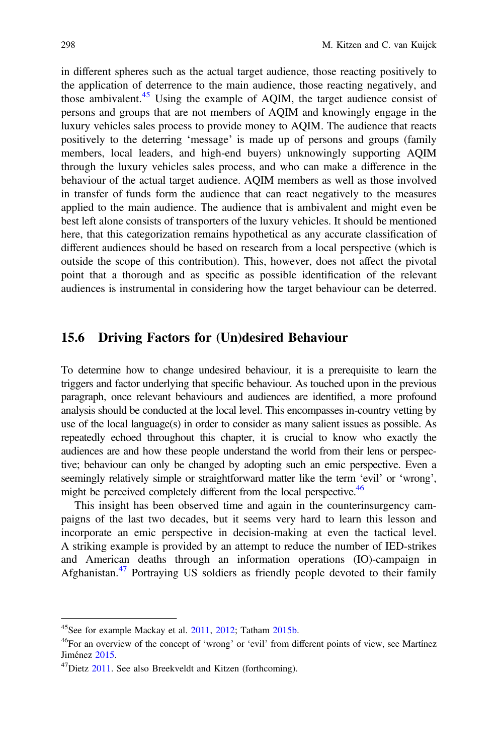in different spheres such as the actual target audience, those reacting positively to the application of deterrence to the main audience, those reacting negatively, and those ambivalent.[45] Using the example of AQIM, the target audience consist of persons and groups that are not members of AQIM and knowingly engage in the luxury vehicles sales process to provide money to AQIM. The audience that reacts positively to the deterring 'message' is made up of persons and groups (family members, local leaders, and high-end buyers) unknowingly supporting AQIM through the luxury vehicles sales process, and who can make a difference in the behaviour of the actual target audience. AQIM members as well as those involved in transfer of funds form the audience that can react negatively to the measures applied to the main audience. The audience that is ambivalent and might even be best left alone consists of transporters of the luxury vehicles. It should be mentioned here, that this categorization remains hypothetical as any accurate classification of different audiences should be based on research from a local perspective (which is outside the scope of this contribution). This, however, does not affect the pivotal point that a thorough and as specific as possible identification of the relevant audiences is instrumental in considering how the target behaviour can be deterred.

## 15.6 Driving Factors for (Un)desired Behaviour

To determine how to change undesired behaviour, it is a prerequisite to learn the triggers and factor underlying that specific behaviour. As touched upon in the previous paragraph, once relevant behaviours and audiences are identified, a more profound analysis should be conducted at the local level. This encompasses in-country vetting by use of the local language(s) in order to consider as many salient issues as possible. As repeatedly echoed throughout this chapter, it is crucial to know who exactly the audiences are and how these people understand the world from their lens or perspective; behaviour can only be changed by adopting such an emic perspective. Even a seemingly relatively simple or straightforward matter like the term 'evil' or 'wrong', might be perceived completely different from the local perspective.[46]

This insight has been observed time and again in the counterinsurgency campaigns of the last two decades, but it seems very hard to learn this lesson and incorporate an emic perspective in decision-making at even the tactical level. A striking example is provided by an attempt to reduce the number of IED-strikes and American deaths through an information operations (IO)-campaign in Afghanistan.[47] Portraying US soldiers as friendly people devoted to their family

---

[45] See for example Mackay et al. 2011, 2012; Tatham 2015b.

[46] For an overview of the concept of 'wrong' or 'evil' from different points of view, see Martínez Jiménez 2015.

[47] Dietz 2011. See also Breekveldt and Kitzen (forthcoming).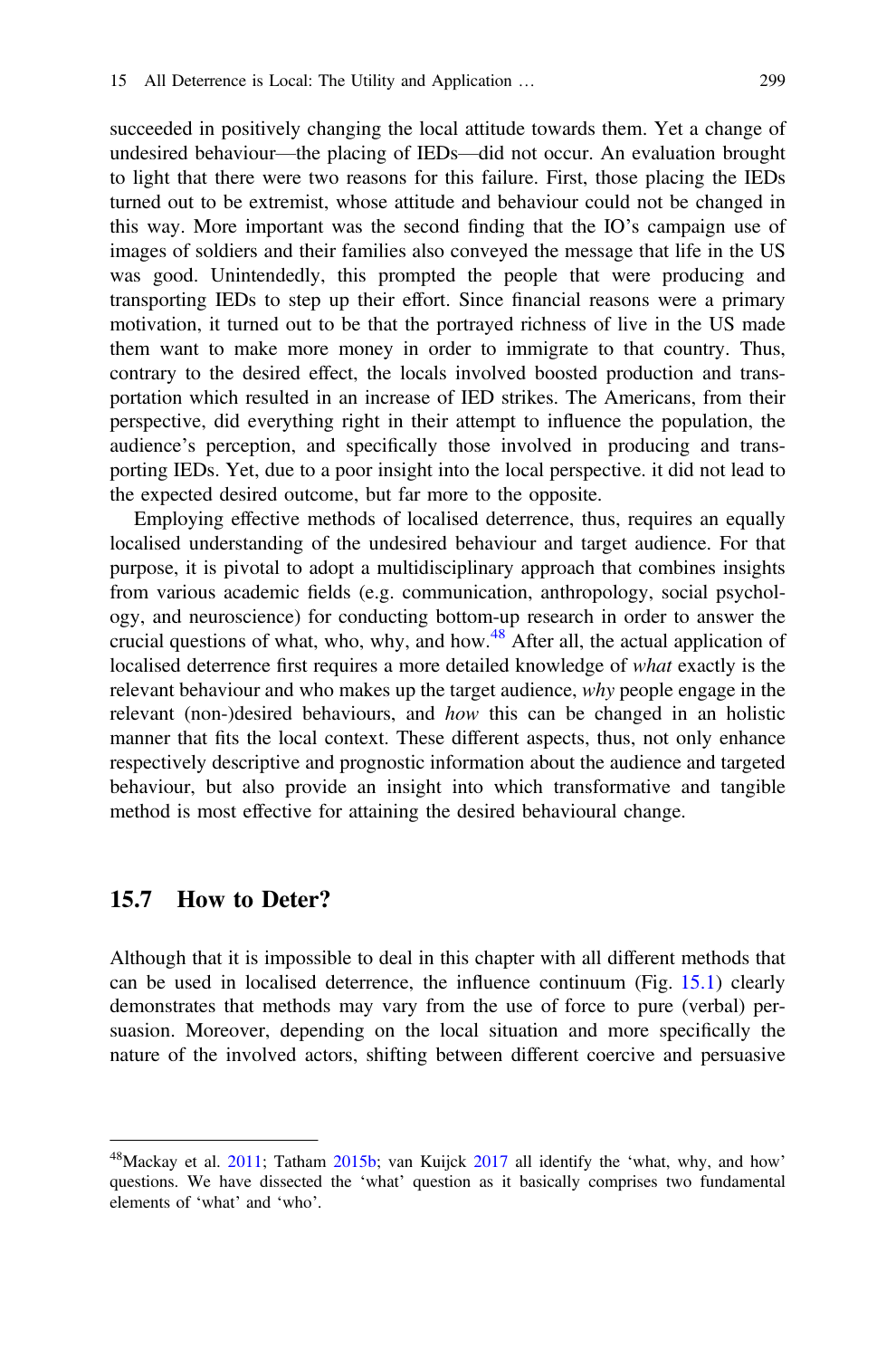succeeded in positively changing the local attitude towards them. Yet a change of undesired behaviour—the placing of IEDs—did not occur. An evaluation brought to light that there were two reasons for this failure. First, those placing the IEDs turned out to be extremist, whose attitude and behaviour could not be changed in this way. More important was the second finding that the IO's campaign use of images of soldiers and their families also conveyed the message that life in the US was good. Unintendedly, this prompted the people that were producing and transporting IEDs to step up their effort. Since financial reasons were a primary motivation, it turned out to be that the portrayed richness of live in the US made them want to make more money in order to immigrate to that country. Thus, contrary to the desired effect, the locals involved boosted production and transportation which resulted in an increase of IED strikes. The Americans, from their perspective, did everything right in their attempt to influence the population, the audience's perception, and specifically those involved in producing and transporting IEDs. Yet, due to a poor insight into the local perspective. it did not lead to the expected desired outcome, but far more to the opposite.

Employing effective methods of localised deterrence, thus, requires an equally localised understanding of the undesired behaviour and target audience. For that purpose, it is pivotal to adopt a multidisciplinary approach that combines insights from various academic fields (e.g. communication, anthropology, social psychology, and neuroscience) for conducting bottom-up research in order to answer the crucial questions of what, who, why, and how.[48] After all, the actual application of localised deterrence first requires a more detailed knowledge of *what* exactly is the relevant behaviour and who makes up the target audience, *why* people engage in the relevant (non-)desired behaviours, and *how* this can be changed in an holistic manner that fits the local context. These different aspects, thus, not only enhance respectively descriptive and prognostic information about the audience and targeted behaviour, but also provide an insight into which transformative and tangible method is most effective for attaining the desired behavioural change.

## 15.7 How to Deter?

Although that it is impossible to deal in this chapter with all different methods that can be used in localised deterrence, the influence continuum (Fig. 15.1) clearly demonstrates that methods may vary from the use of force to pure (verbal) persuasion. Moreover, depending on the local situation and more specifically the nature of the involved actors, shifting between different coercive and persuasive

---

[48] Mackay et al. 2011; Tatham 2015b; van Kuijck 2017 all identify the 'what, why, and how' questions. We have dissected the 'what' question as it basically comprises two fundamental elements of 'what' and 'who'.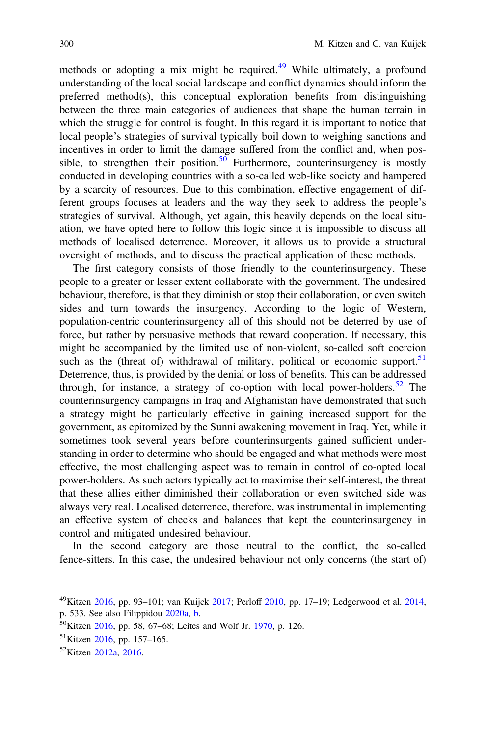methods or adopting a mix might be required.[49] While ultimately, a profound understanding of the local social landscape and conflict dynamics should inform the preferred method(s), this conceptual exploration benefits from distinguishing between the three main categories of audiences that shape the human terrain in which the struggle for control is fought. In this regard it is important to notice that local people's strategies of survival typically boil down to weighing sanctions and incentives in order to limit the damage suffered from the conflict and, when possible, to strengthen their position.[50] Furthermore, counterinsurgency is mostly conducted in developing countries with a so-called web-like society and hampered by a scarcity of resources. Due to this combination, effective engagement of different groups focuses at leaders and the way they seek to address the people's strategies of survival. Although, yet again, this heavily depends on the local situation, we have opted here to follow this logic since it is impossible to discuss all methods of localised deterrence. Moreover, it allows us to provide a structural oversight of methods, and to discuss the practical application of these methods.

The first category consists of those friendly to the counterinsurgency. These people to a greater or lesser extent collaborate with the government. The undesired behaviour, therefore, is that they diminish or stop their collaboration, or even switch sides and turn towards the insurgency. According to the logic of Western, population-centric counterinsurgency all of this should not be deterred by use of force, but rather by persuasive methods that reward cooperation. If necessary, this might be accompanied by the limited use of non-violent, so-called soft coercion such as the (threat of) withdrawal of military, political or economic support.[51] Deterrence, thus, is provided by the denial or loss of benefits. This can be addressed through, for instance, a strategy of co-option with local power-holders.[52] The counterinsurgency campaigns in Iraq and Afghanistan have demonstrated that such a strategy might be particularly effective in gaining increased support for the government, as epitomized by the Sunni awakening movement in Iraq. Yet, while it sometimes took several years before counterinsurgents gained sufficient understanding in order to determine who should be engaged and what methods were most effective, the most challenging aspect was to remain in control of co-opted local power-holders. As such actors typically act to maximise their self-interest, the threat that these allies either diminished their collaboration or even switched side was always very real. Localised deterrence, therefore, was instrumental in implementing an effective system of checks and balances that kept the counterinsurgency in control and mitigated undesired behaviour.

In the second category are those neutral to the conflict, the so-called fence-sitters. In this case, the undesired behaviour not only concerns (the start of)

---

[49] Kitzen 2016, pp. 93–101; van Kuijck 2017; Perloff 2010, pp. 17–19; Ledgerwood et al. 2014, p. 533. See also Filippidou 2020a, b.

[50] Kitzen 2016, pp. 58, 67–68; Leites and Wolf Jr. 1970, p. 126.

[51] Kitzen 2016, pp. 157–165.

[52] Kitzen 2012a, 2016.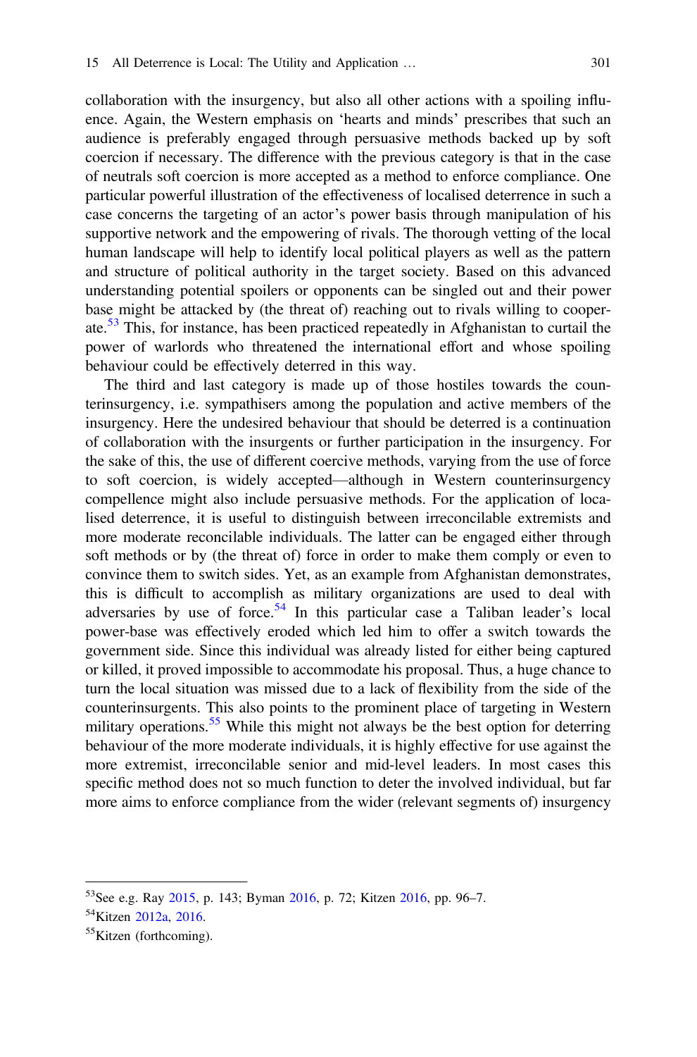collaboration with the insurgency, but also all other actions with a spoiling influence. Again, the Western emphasis on 'hearts and minds' prescribes that such an audience is preferably engaged through persuasive methods backed up by soft coercion if necessary. The difference with the previous category is that in the case of neutrals soft coercion is more accepted as a method to enforce compliance. One particular powerful illustration of the effectiveness of localised deterrence in such a case concerns the targeting of an actor's power basis through manipulation of his supportive network and the empowering of rivals. The thorough vetting of the local human landscape will help to identify local political players as well as the pattern and structure of political authority in the target society. Based on this advanced understanding potential spoilers or opponents can be singled out and their power base might be attacked by (the threat of) reaching out to rivals willing to cooperate.[53] This, for instance, has been practiced repeatedly in Afghanistan to curtail the power of warlords who threatened the international effort and whose spoiling behaviour could be effectively deterred in this way.

The third and last category is made up of those hostiles towards the counterinsurgency, i.e. sympathisers among the population and active members of the insurgency. Here the undesired behaviour that should be deterred is a continuation of collaboration with the insurgents or further participation in the insurgency. For the sake of this, the use of different coercive methods, varying from the use of force to soft coercion, is widely accepted—although in Western counterinsurgency compellence might also include persuasive methods. For the application of localised deterrence, it is useful to distinguish between irreconcilable extremists and more moderate reconcilable individuals. The latter can be engaged either through soft methods or by (the threat of) force in order to make them comply or even to convince them to switch sides. Yet, as an example from Afghanistan demonstrates, this is difficult to accomplish as military organizations are used to deal with adversaries by use of force.[54] In this particular case a Taliban leader's local power-base was effectively eroded which led him to offer a switch towards the government side. Since this individual was already listed for either being captured or killed, it proved impossible to accommodate his proposal. Thus, a huge chance to turn the local situation was missed due to a lack of flexibility from the side of the counterinsurgents. This also points to the prominent place of targeting in Western military operations.[55] While this might not always be the best option for deterring behaviour of the more moderate individuals, it is highly effective for use against the more extremist, irreconcilable senior and mid-level leaders. In most cases this specific method does not so much function to deter the involved individual, but far more aims to enforce compliance from the wider (relevant segments of) insurgency

[53] See e.g. Ray 2015, p. 143; Byman 2016, p. 72; Kitzen 2016, pp. 96–7.

[54] Kitzen 2012a, 2016.

[55] Kitzen (forthcoming).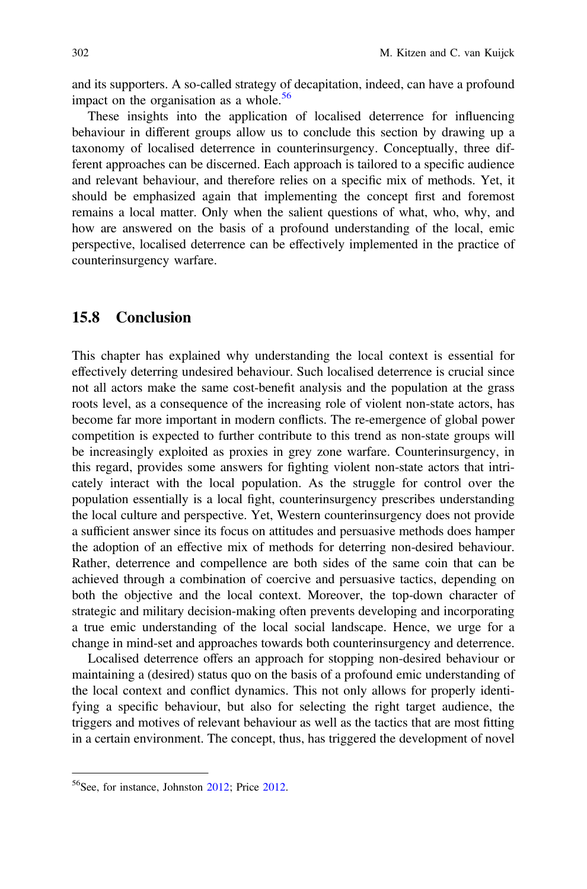and its supporters. A so-called strategy of decapitation, indeed, can have a profound impact on the organisation as a whole.[56]

These insights into the application of localised deterrence for influencing behaviour in different groups allow us to conclude this section by drawing up a taxonomy of localised deterrence in counterinsurgency. Conceptually, three different approaches can be discerned. Each approach is tailored to a specific audience and relevant behaviour, and therefore relies on a specific mix of methods. Yet, it should be emphasized again that implementing the concept first and foremost remains a local matter. Only when the salient questions of what, who, why, and how are answered on the basis of a profound understanding of the local, emic perspective, localised deterrence can be effectively implemented in the practice of counterinsurgency warfare.

## 15.8 Conclusion

This chapter has explained why understanding the local context is essential for effectively deterring undesired behaviour. Such localised deterrence is crucial since not all actors make the same cost-benefit analysis and the population at the grass roots level, as a consequence of the increasing role of violent non-state actors, has become far more important in modern conflicts. The re-emergence of global power competition is expected to further contribute to this trend as non-state groups will be increasingly exploited as proxies in grey zone warfare. Counterinsurgency, in this regard, provides some answers for fighting violent non-state actors that intricately interact with the local population. As the struggle for control over the population essentially is a local fight, counterinsurgency prescribes understanding the local culture and perspective. Yet, Western counterinsurgency does not provide a sufficient answer since its focus on attitudes and persuasive methods does hamper the adoption of an effective mix of methods for deterring non-desired behaviour. Rather, deterrence and compellence are both sides of the same coin that can be achieved through a combination of coercive and persuasive tactics, depending on both the objective and the local context. Moreover, the top-down character of strategic and military decision-making often prevents developing and incorporating a true emic understanding of the local social landscape. Hence, we urge for a change in mind-set and approaches towards both counterinsurgency and deterrence.

Localised deterrence offers an approach for stopping non-desired behaviour or maintaining a (desired) status quo on the basis of a profound emic understanding of the local context and conflict dynamics. This not only allows for properly identifying a specific behaviour, but also for selecting the right target audience, the triggers and motives of relevant behaviour as well as the tactics that are most fitting in a certain environment. The concept, thus, has triggered the development of novel

[56] See, for instance, Johnston 2012; Price 2012.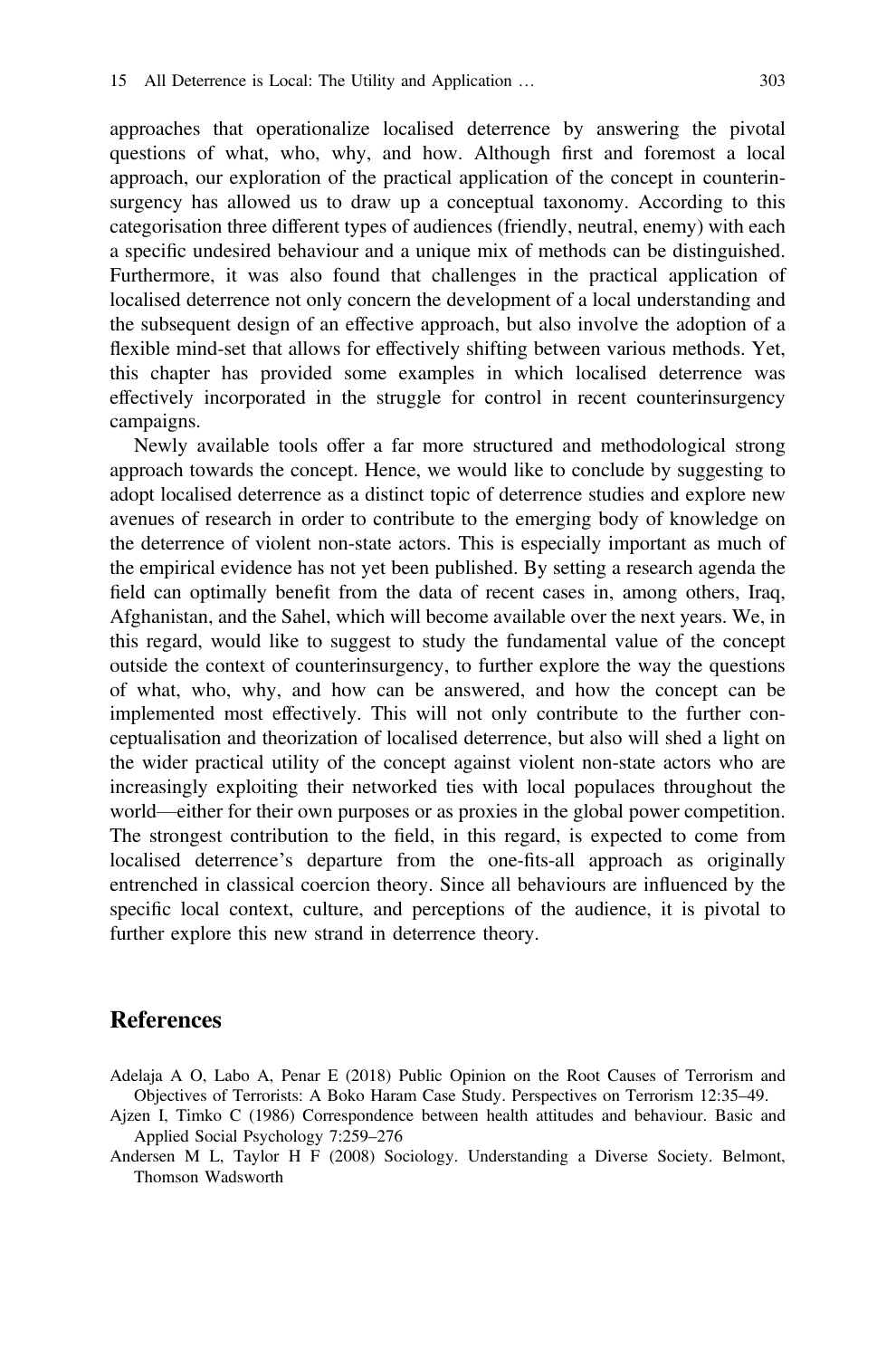approaches that operationalize localised deterrence by answering the pivotal questions of what, who, why, and how. Although first and foremost a local approach, our exploration of the practical application of the concept in counterinsurgency has allowed us to draw up a conceptual taxonomy. According to this categorisation three different types of audiences (friendly, neutral, enemy) with each a specific undesired behaviour and a unique mix of methods can be distinguished. Furthermore, it was also found that challenges in the practical application of localised deterrence not only concern the development of a local understanding and the subsequent design of an effective approach, but also involve the adoption of a flexible mind-set that allows for effectively shifting between various methods. Yet, this chapter has provided some examples in which localised deterrence was effectively incorporated in the struggle for control in recent counterinsurgency campaigns.

Newly available tools offer a far more structured and methodological strong approach towards the concept. Hence, we would like to conclude by suggesting to adopt localised deterrence as a distinct topic of deterrence studies and explore new avenues of research in order to contribute to the emerging body of knowledge on the deterrence of violent non-state actors. This is especially important as much of the empirical evidence has not yet been published. By setting a research agenda the field can optimally benefit from the data of recent cases in, among others, Iraq, Afghanistan, and the Sahel, which will become available over the next years. We, in this regard, would like to suggest to study the fundamental value of the concept outside the context of counterinsurgency, to further explore the way the questions of what, who, why, and how can be answered, and how the concept can be implemented most effectively. This will not only contribute to the further conceptualisation and theorization of localised deterrence, but also will shed a light on the wider practical utility of the concept against violent non-state actors who are increasingly exploiting their networked ties with local populaces throughout the world—either for their own purposes or as proxies in the global power competition. The strongest contribution to the field, in this regard, is expected to come from localised deterrence's departure from the one-fits-all approach as originally entrenched in classical coercion theory. Since all behaviours are influenced by the specific local context, culture, and perceptions of the audience, it is pivotal to further explore this new strand in deterrence theory.

## References

Adelaja A O, Labo A, Penar E (2018) Public Opinion on the Root Causes of Terrorism and Objectives of Terrorists: A Boko Haram Case Study. Perspectives on Terrorism 12:35–49.

Ajzen I, Timko C (1986) Correspondence between health attitudes and behaviour. Basic and Applied Social Psychology 7:259–276

Andersen M L, Taylor H F (2008) Sociology. Understanding a Diverse Society. Belmont, Thomson Wadsworth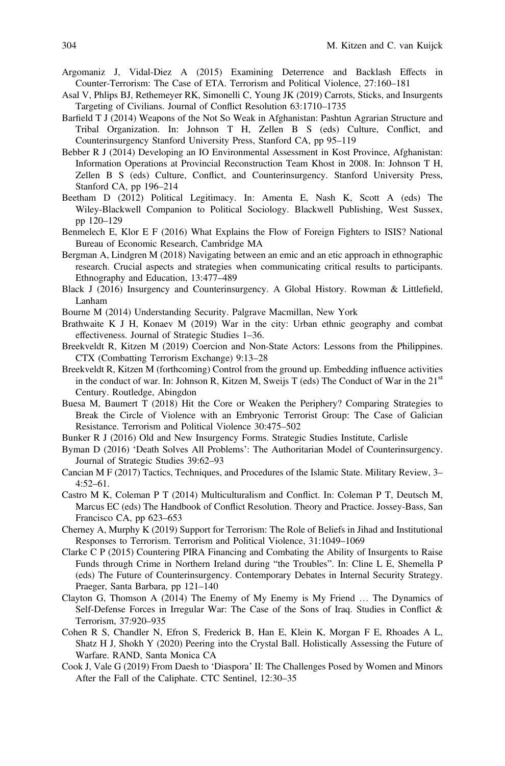Argomaniz J, Vidal-Diez A (2015) Examining Deterrence and Backlash Effects in Counter-Terrorism: The Case of ETA. Terrorism and Political Violence, 27:160–181

Asal V, Phlips BJ, Rethemeyer RK, Simonelli C, Young JK (2019) Carrots, Sticks, and Insurgents Targeting of Civilians. Journal of Conflict Resolution 63:1710–1735

Barfield T J (2014) Weapons of the Not So Weak in Afghanistan: Pashtun Agrarian Structure and Tribal Organization. In: Johnson T H, Zellen B S (eds) Culture, Conflict, and Counterinsurgency Stanford University Press, Stanford CA, pp 95–119

Bebber R J (2014) Developing an IO Environmental Assessment in Kost Province, Afghanistan: Information Operations at Provincial Reconstruction Team Khost in 2008. In: Johnson T H, Zellen B S (eds) Culture, Conflict, and Counterinsurgency. Stanford University Press, Stanford CA, pp 196–214

Beetham D (2012) Political Legitimacy. In: Amenta E, Nash K, Scott A (eds) The Wiley-Blackwell Companion to Political Sociology. Blackwell Publishing, West Sussex, pp 120–129

Benmelech E, Klor E F (2016) What Explains the Flow of Foreign Fighters to ISIS? National Bureau of Economic Research, Cambridge MA

Bergman A, Lindgren M (2018) Navigating between an emic and an etic approach in ethnographic research. Crucial aspects and strategies when communicating critical results to participants. Ethnography and Education, 13:477–489

Black J (2016) Insurgency and Counterinsurgency. A Global History. Rowman & Littlefield, Lanham

Bourne M (2014) Understanding Security. Palgrave Macmillan, New York

Brathwaite K J H, Konaev M (2019) War in the city: Urban ethnic geography and combat effectiveness. Journal of Strategic Studies 1–36.

Breekveldt R, Kitzen M (2019) Coercion and Non-State Actors: Lessons from the Philippines. CTX (Combatting Terrorism Exchange) 9:13–28

Breekveldt R, Kitzen M (forthcoming) Control from the ground up. Embedding influence activities in the conduct of war. In: Johnson R, Kitzen M, Sweijs T (eds) The Conduct of War in the 21st Century. Routledge, Abingdon

Buesa M, Baumert T (2018) Hit the Core or Weaken the Periphery? Comparing Strategies to Break the Circle of Violence with an Embryonic Terrorist Group: The Case of Galician Resistance. Terrorism and Political Violence 30:475–502

Bunker R J (2016) Old and New Insurgency Forms. Strategic Studies Institute, Carlisle

Byman D (2016) 'Death Solves All Problems': The Authoritarian Model of Counterinsurgency. Journal of Strategic Studies 39:62–93

Cancian M F (2017) Tactics, Techniques, and Procedures of the Islamic State. Military Review, 3–4:52–61.

Castro M K, Coleman P T (2014) Multiculturalism and Conflict. In: Coleman P T, Deutsch M, Marcus EC (eds) The Handbook of Conflict Resolution. Theory and Practice. Jossey-Bass, San Francisco CA, pp 623–653

Cherney A, Murphy K (2019) Support for Terrorism: The Role of Beliefs in Jihad and Institutional Responses to Terrorism. Terrorism and Political Violence, 31:1049–1069

Clarke C P (2015) Countering PIRA Financing and Combating the Ability of Insurgents to Raise Funds through Crime in Northern Ireland during "the Troubles". In: Cline L E, Shemella P (eds) The Future of Counterinsurgency. Contemporary Debates in Internal Security Strategy. Praeger, Santa Barbara, pp 121–140

Clayton G, Thomson A (2014) The Enemy of My Enemy is My Friend … The Dynamics of Self-Defense Forces in Irregular War: The Case of the Sons of Iraq. Studies in Conflict & Terrorism, 37:920–935

Cohen R S, Chandler N, Efron S, Frederick B, Han E, Klein K, Morgan F E, Rhoades A L, Shatz H J, Shokh Y (2020) Peering into the Crystal Ball. Holistically Assessing the Future of Warfare. RAND, Santa Monica CA

Cook J, Vale G (2019) From Daesh to 'Diaspora' II: The Challenges Posed by Women and Minors After the Fall of the Caliphate. CTC Sentinel, 12:30–35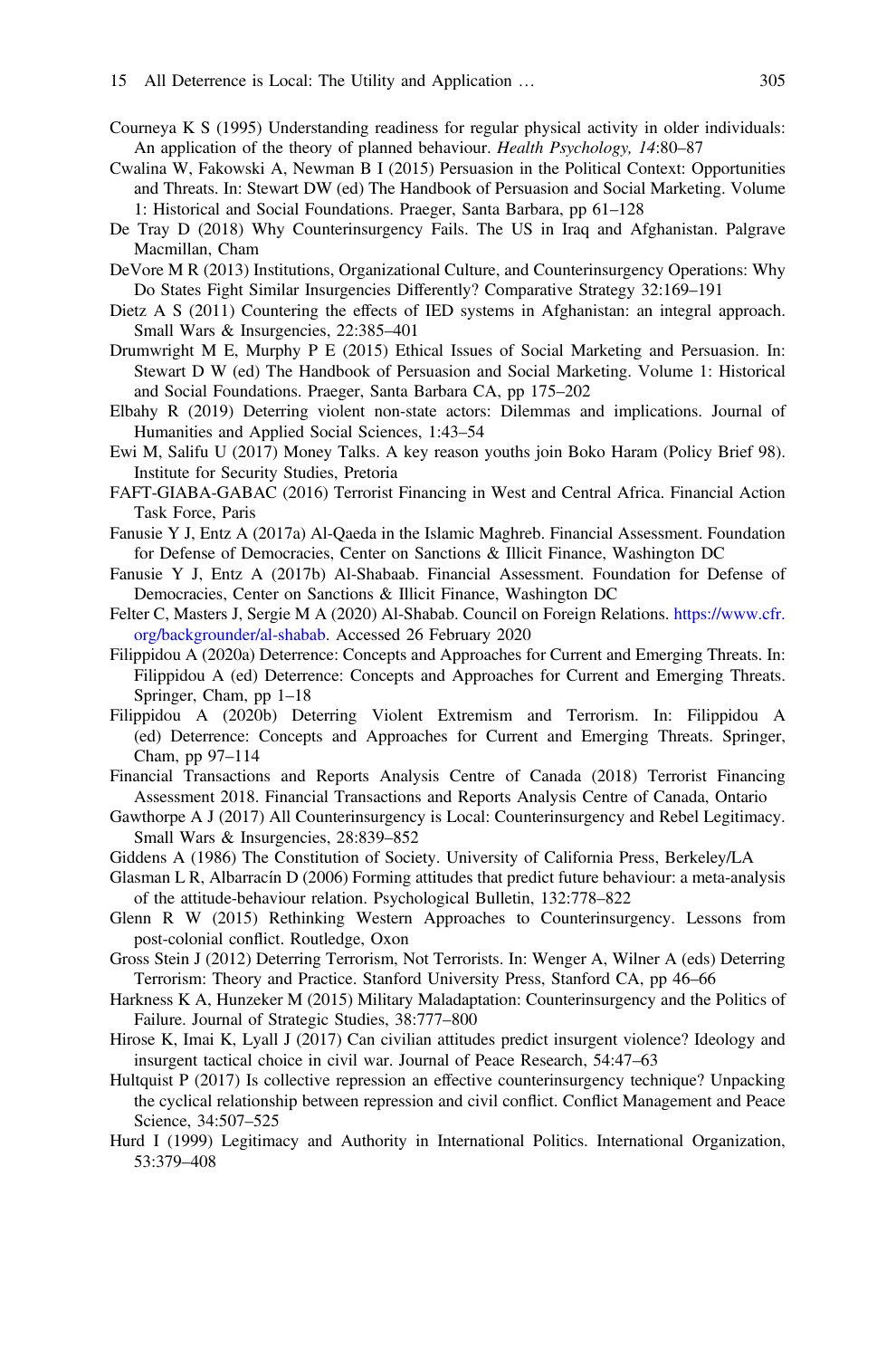Courneya K S (1995) Understanding readiness for regular physical activity in older individuals: An application of the theory of planned behaviour. *Health Psychology, 14*:80–87

Cwalina W, Fakowski A, Newman B I (2015) Persuasion in the Political Context: Opportunities and Threats. In: Stewart DW (ed) The Handbook of Persuasion and Social Marketing. Volume 1: Historical and Social Foundations. Praeger, Santa Barbara, pp 61–128

De Tray D (2018) Why Counterinsurgency Fails. The US in Iraq and Afghanistan. Palgrave Macmillan, Cham

DeVore M R (2013) Institutions, Organizational Culture, and Counterinsurgency Operations: Why Do States Fight Similar Insurgencies Differently? Comparative Strategy 32:169–191

Dietz A S (2011) Countering the effects of IED systems in Afghanistan: an integral approach. Small Wars & Insurgencies, 22:385–401

Drumwright M E, Murphy P E (2015) Ethical Issues of Social Marketing and Persuasion. In: Stewart D W (ed) The Handbook of Persuasion and Social Marketing. Volume 1: Historical and Social Foundations. Praeger, Santa Barbara CA, pp 175–202

Elbahy R (2019) Deterring violent non-state actors: Dilemmas and implications. Journal of Humanities and Applied Social Sciences, 1:43–54

Ewi M, Salifu U (2017) Money Talks. A key reason youths join Boko Haram (Policy Brief 98). Institute for Security Studies, Pretoria

FAFT-GIABA-GABAC (2016) Terrorist Financing in West and Central Africa. Financial Action Task Force, Paris

Fanusie Y J, Entz A (2017a) Al-Qaeda in the Islamic Maghreb. Financial Assessment. Foundation for Defense of Democracies, Center on Sanctions & Illicit Finance, Washington DC

Fanusie Y J, Entz A (2017b) Al-Shabaab. Financial Assessment. Foundation for Defense of Democracies, Center on Sanctions & Illicit Finance, Washington DC

Felter C, Masters J, Sergie M A (2020) Al-Shabab. Council on Foreign Relations. https://www.cfr.org/backgrounder/al-shabab. Accessed 26 February 2020

Filippidou A (2020a) Deterrence: Concepts and Approaches for Current and Emerging Threats. In: Filippidou A (ed) Deterrence: Concepts and Approaches for Current and Emerging Threats. Springer, Cham, pp 1–18

Filippidou A (2020b) Deterring Violent Extremism and Terrorism. In: Filippidou A (ed) Deterrence: Concepts and Approaches for Current and Emerging Threats. Springer, Cham, pp 97–114

Financial Transactions and Reports Analysis Centre of Canada (2018) Terrorist Financing Assessment 2018. Financial Transactions and Reports Analysis Centre of Canada, Ontario

Gawthorpe A J (2017) All Counterinsurgency is Local: Counterinsurgency and Rebel Legitimacy. Small Wars & Insurgencies, 28:839–852

Giddens A (1986) The Constitution of Society. University of California Press, Berkeley/LA

Glasman L R, Albarracín D (2006) Forming attitudes that predict future behaviour: a meta-analysis of the attitude-behaviour relation. Psychological Bulletin, 132:778–822

Glenn R W (2015) Rethinking Western Approaches to Counterinsurgency. Lessons from post-colonial conflict. Routledge, Oxon

Gross Stein J (2012) Deterring Terrorism, Not Terrorists. In: Wenger A, Wilner A (eds) Deterring Terrorism: Theory and Practice. Stanford University Press, Stanford CA, pp 46–66

Harkness K A, Hunzeker M (2015) Military Maladaptation: Counterinsurgency and the Politics of Failure. Journal of Strategic Studies, 38:777–800

Hirose K, Imai K, Lyall J (2017) Can civilian attitudes predict insurgent violence? Ideology and insurgent tactical choice in civil war. Journal of Peace Research, 54:47–63

Hultquist P (2017) Is collective repression an effective counterinsurgency technique? Unpacking the cyclical relationship between repression and civil conflict. Conflict Management and Peace Science, 34:507–525

Hurd I (1999) Legitimacy and Authority in International Politics. International Organization, 53:379–408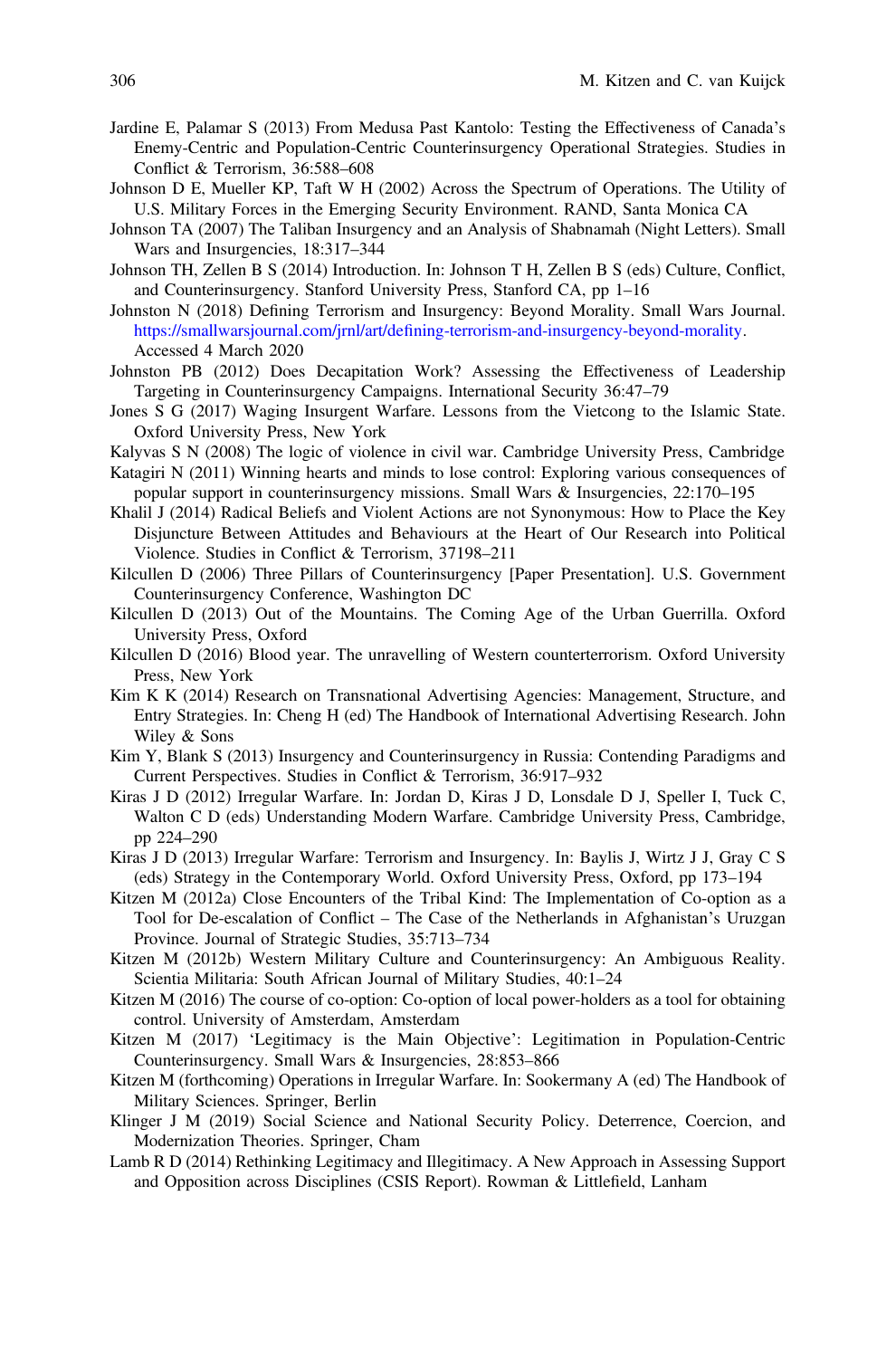Jardine E, Palamar S (2013) From Medusa Past Kantolo: Testing the Effectiveness of Canada's Enemy-Centric and Population-Centric Counterinsurgency Operational Strategies. Studies in Conflict & Terrorism, 36:588–608

Johnson D E, Mueller KP, Taft W H (2002) Across the Spectrum of Operations. The Utility of U.S. Military Forces in the Emerging Security Environment. RAND, Santa Monica CA

Johnson TA (2007) The Taliban Insurgency and an Analysis of Shabnamah (Night Letters). Small Wars and Insurgencies, 18:317–344

Johnson TH, Zellen B S (2014) Introduction. In: Johnson T H, Zellen B S (eds) Culture, Conflict, and Counterinsurgency. Stanford University Press, Stanford CA, pp 1–16

Johnston N (2018) Defining Terrorism and Insurgency: Beyond Morality. Small Wars Journal. https://smallwarsjournal.com/jrnl/art/defining-terrorism-and-insurgency-beyond-morality. Accessed 4 March 2020

Johnston PB (2012) Does Decapitation Work? Assessing the Effectiveness of Leadership Targeting in Counterinsurgency Campaigns. International Security 36:47–79

Jones S G (2017) Waging Insurgent Warfare. Lessons from the Vietcong to the Islamic State. Oxford University Press, New York

Kalyvas S N (2008) The logic of violence in civil war. Cambridge University Press, Cambridge

Katagiri N (2011) Winning hearts and minds to lose control: Exploring various consequences of popular support in counterinsurgency missions. Small Wars & Insurgencies, 22:170–195

Khalil J (2014) Radical Beliefs and Violent Actions are not Synonymous: How to Place the Key Disjuncture Between Attitudes and Behaviours at the Heart of Our Research into Political Violence. Studies in Conflict & Terrorism, 37198–211

Kilcullen D (2006) Three Pillars of Counterinsurgency [Paper Presentation]. U.S. Government Counterinsurgency Conference, Washington DC

Kilcullen D (2013) Out of the Mountains. The Coming Age of the Urban Guerrilla. Oxford University Press, Oxford

Kilcullen D (2016) Blood year. The unravelling of Western counterterrorism. Oxford University Press, New York

Kim K K (2014) Research on Transnational Advertising Agencies: Management, Structure, and Entry Strategies. In: Cheng H (ed) The Handbook of International Advertising Research. John Wiley & Sons

Kim Y, Blank S (2013) Insurgency and Counterinsurgency in Russia: Contending Paradigms and Current Perspectives. Studies in Conflict & Terrorism, 36:917–932

Kiras J D (2012) Irregular Warfare. In: Jordan D, Kiras J D, Lonsdale D J, Speller I, Tuck C, Walton C D (eds) Understanding Modern Warfare. Cambridge University Press, Cambridge, pp 224–290

Kiras J D (2013) Irregular Warfare: Terrorism and Insurgency. In: Baylis J, Wirtz J J, Gray C S (eds) Strategy in the Contemporary World. Oxford University Press, Oxford, pp 173–194

Kitzen M (2012a) Close Encounters of the Tribal Kind: The Implementation of Co-option as a Tool for De-escalation of Conflict – The Case of the Netherlands in Afghanistan's Uruzgan Province. Journal of Strategic Studies, 35:713–734

Kitzen M (2012b) Western Military Culture and Counterinsurgency: An Ambiguous Reality. Scientia Militaria: South African Journal of Military Studies, 40:1–24

Kitzen M (2016) The course of co-option: Co-option of local power-holders as a tool for obtaining control. University of Amsterdam, Amsterdam

Kitzen M (2017) 'Legitimacy is the Main Objective': Legitimation in Population-Centric Counterinsurgency. Small Wars & Insurgencies, 28:853–866

Kitzen M (forthcoming) Operations in Irregular Warfare. In: Sookermany A (ed) The Handbook of Military Sciences. Springer, Berlin

Klinger J M (2019) Social Science and National Security Policy. Deterrence, Coercion, and Modernization Theories. Springer, Cham

Lamb R D (2014) Rethinking Legitimacy and Illegitimacy. A New Approach in Assessing Support and Opposition across Disciplines (CSIS Report). Rowman & Littlefield, Lanham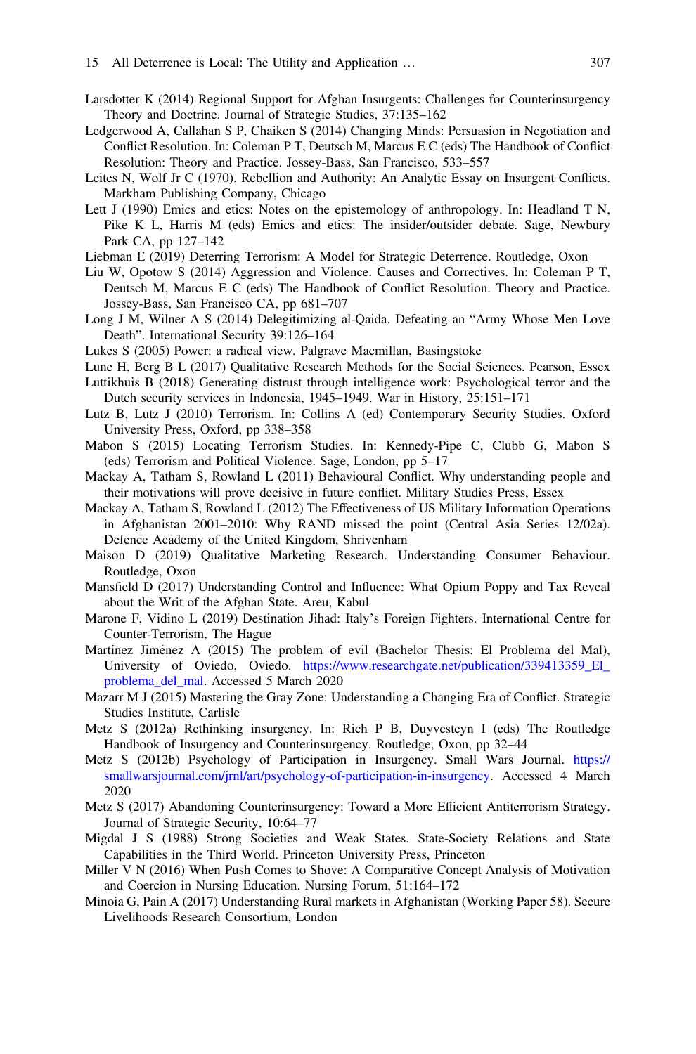Larsdotter K (2014) Regional Support for Afghan Insurgents: Challenges for Counterinsurgency Theory and Doctrine. Journal of Strategic Studies, 37:135–162

Ledgerwood A, Callahan S P, Chaiken S (2014) Changing Minds: Persuasion in Negotiation and Conflict Resolution. In: Coleman P T, Deutsch M, Marcus E C (eds) The Handbook of Conflict Resolution: Theory and Practice. Jossey-Bass, San Francisco, 533–557

Leites N, Wolf Jr C (1970). Rebellion and Authority: An Analytic Essay on Insurgent Conflicts. Markham Publishing Company, Chicago

Lett J (1990) Emics and etics: Notes on the epistemology of anthropology. In: Headland T N, Pike K L, Harris M (eds) Emics and etics: The insider/outsider debate. Sage, Newbury Park CA, pp 127–142

Liebman E (2019) Deterring Terrorism: A Model for Strategic Deterrence. Routledge, Oxon

Liu W, Opotow S (2014) Aggression and Violence. Causes and Correctives. In: Coleman P T, Deutsch M, Marcus E C (eds) The Handbook of Conflict Resolution. Theory and Practice. Jossey-Bass, San Francisco CA, pp 681–707

Long J M, Wilner A S (2014) Delegitimizing al-Qaida. Defeating an "Army Whose Men Love Death". International Security 39:126–164

Lukes S (2005) Power: a radical view. Palgrave Macmillan, Basingstoke

Lune H, Berg B L (2017) Qualitative Research Methods for the Social Sciences. Pearson, Essex

Luttikhuis B (2018) Generating distrust through intelligence work: Psychological terror and the Dutch security services in Indonesia, 1945–1949. War in History, 25:151–171

Lutz B, Lutz J (2010) Terrorism. In: Collins A (ed) Contemporary Security Studies. Oxford University Press, Oxford, pp 338–358

Mabon S (2015) Locating Terrorism Studies. In: Kennedy-Pipe C, Clubb G, Mabon S (eds) Terrorism and Political Violence. Sage, London, pp 5–17

Mackay A, Tatham S, Rowland L (2011) Behavioural Conflict. Why understanding people and their motivations will prove decisive in future conflict. Military Studies Press, Essex

Mackay A, Tatham S, Rowland L (2012) The Effectiveness of US Military Information Operations in Afghanistan 2001–2010: Why RAND missed the point (Central Asia Series 12/02a). Defence Academy of the United Kingdom, Shrivenham

Maison D (2019) Qualitative Marketing Research. Understanding Consumer Behaviour. Routledge, Oxon

Mansfield D (2017) Understanding Control and Influence: What Opium Poppy and Tax Reveal about the Writ of the Afghan State. Areu, Kabul

Marone F, Vidino L (2019) Destination Jihad: Italy's Foreign Fighters. International Centre for Counter-Terrorism, The Hague

Martínez Jiménez A (2015) The problem of evil (Bachelor Thesis: El Problema del Mal), University of Oviedo, Oviedo. https://www.researchgate.net/publication/339413359_El_problema_del_mal. Accessed 5 March 2020

Mazarr M J (2015) Mastering the Gray Zone: Understanding a Changing Era of Conflict. Strategic Studies Institute, Carlisle

Metz S (2012a) Rethinking insurgency. In: Rich P B, Duyvesteyn I (eds) The Routledge Handbook of Insurgency and Counterinsurgency. Routledge, Oxon, pp 32–44

Metz S (2012b) Psychology of Participation in Insurgency. Small Wars Journal. https://smallwarsjournal.com/jrnl/art/psychology-of-participation-in-insurgency. Accessed 4 March 2020

Metz S (2017) Abandoning Counterinsurgency: Toward a More Efficient Antiterrorism Strategy. Journal of Strategic Security, 10:64–77

Migdal J S (1988) Strong Societies and Weak States. State-Society Relations and State Capabilities in the Third World. Princeton University Press, Princeton

Miller V N (2016) When Push Comes to Shove: A Comparative Concept Analysis of Motivation and Coercion in Nursing Education. Nursing Forum, 51:164–172

Minoia G, Pain A (2017) Understanding Rural markets in Afghanistan (Working Paper 58). Secure Livelihoods Research Consortium, London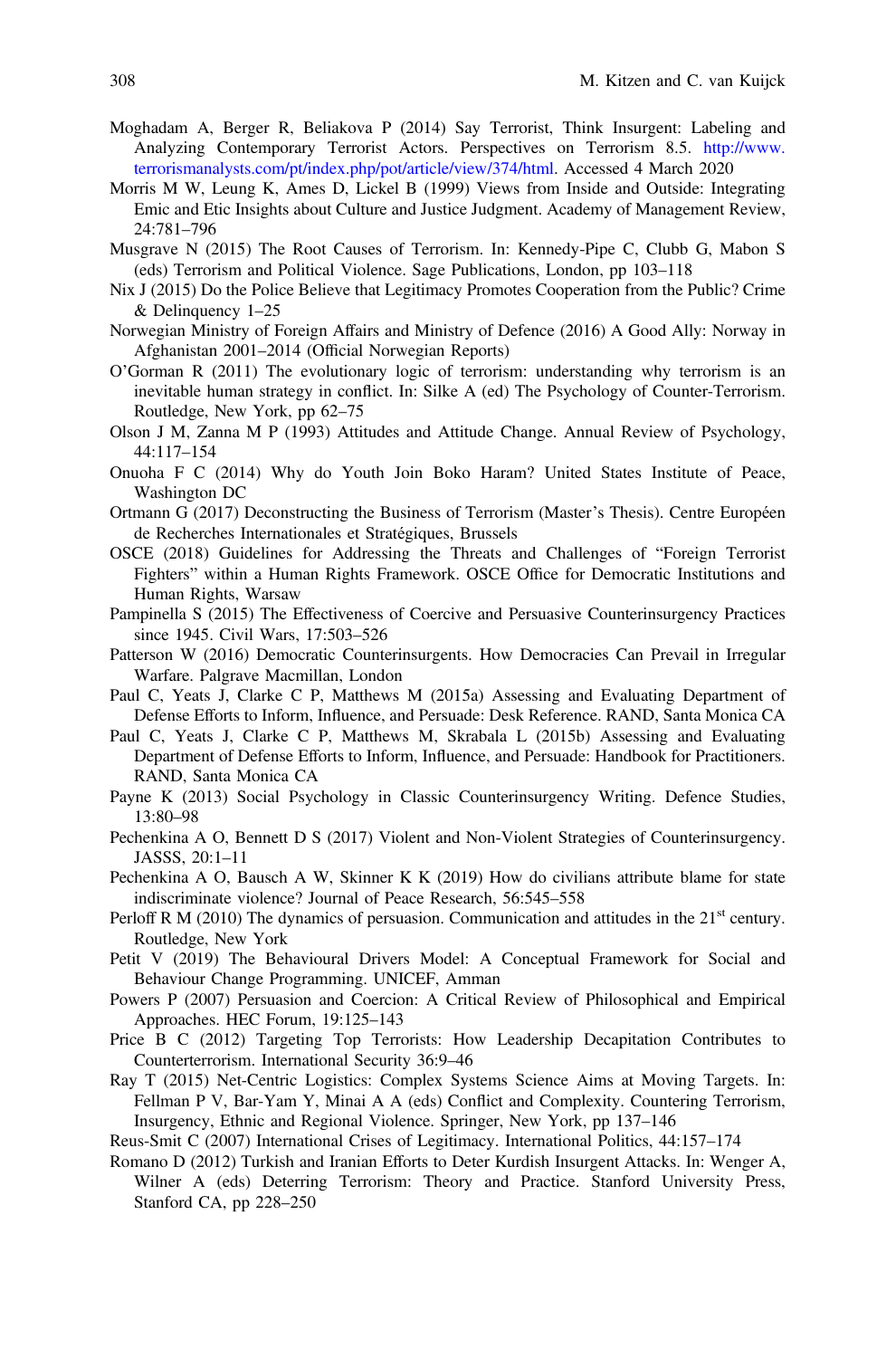Moghadam A, Berger R, Beliakova P (2014) Say Terrorist, Think Insurgent: Labeling and Analyzing Contemporary Terrorist Actors. Perspectives on Terrorism 8.5. http://www.terrorismanalysts.com/pt/index.php/pot/article/view/374/html. Accessed 4 March 2020

Morris M W, Leung K, Ames D, Lickel B (1999) Views from Inside and Outside: Integrating Emic and Etic Insights about Culture and Justice Judgment. Academy of Management Review, 24:781–796

Musgrave N (2015) The Root Causes of Terrorism. In: Kennedy-Pipe C, Clubb G, Mabon S (eds) Terrorism and Political Violence. Sage Publications, London, pp 103–118

Nix J (2015) Do the Police Believe that Legitimacy Promotes Cooperation from the Public? Crime & Delinquency 1–25

Norwegian Ministry of Foreign Affairs and Ministry of Defence (2016) A Good Ally: Norway in Afghanistan 2001–2014 (Official Norwegian Reports)

O'Gorman R (2011) The evolutionary logic of terrorism: understanding why terrorism is an inevitable human strategy in conflict. In: Silke A (ed) The Psychology of Counter-Terrorism. Routledge, New York, pp 62–75

Olson J M, Zanna M P (1993) Attitudes and Attitude Change. Annual Review of Psychology, 44:117–154

Onuoha F C (2014) Why do Youth Join Boko Haram? United States Institute of Peace, Washington DC

Ortmann G (2017) Deconstructing the Business of Terrorism (Master's Thesis). Centre Européen de Recherches Internationales et Stratégiques, Brussels

OSCE (2018) Guidelines for Addressing the Threats and Challenges of "Foreign Terrorist Fighters" within a Human Rights Framework. OSCE Office for Democratic Institutions and Human Rights, Warsaw

Pampinella S (2015) The Effectiveness of Coercive and Persuasive Counterinsurgency Practices since 1945. Civil Wars, 17:503–526

Patterson W (2016) Democratic Counterinsurgents. How Democracies Can Prevail in Irregular Warfare. Palgrave Macmillan, London

Paul C, Yeats J, Clarke C P, Matthews M (2015a) Assessing and Evaluating Department of Defense Efforts to Inform, Influence, and Persuade: Desk Reference. RAND, Santa Monica CA

Paul C, Yeats J, Clarke C P, Matthews M, Skrabala L (2015b) Assessing and Evaluating Department of Defense Efforts to Inform, Influence, and Persuade: Handbook for Practitioners. RAND, Santa Monica CA

Payne K (2013) Social Psychology in Classic Counterinsurgency Writing. Defence Studies, 13:80–98

Pechenkina A O, Bennett D S (2017) Violent and Non-Violent Strategies of Counterinsurgency. JASSS, 20:1–11

Pechenkina A O, Bausch A W, Skinner K K (2019) How do civilians attribute blame for state indiscriminate violence? Journal of Peace Research, 56:545–558

Perloff R M (2010) The dynamics of persuasion. Communication and attitudes in the 21st century. Routledge, New York

Petit V (2019) The Behavioural Drivers Model: A Conceptual Framework for Social and Behaviour Change Programming. UNICEF, Amman

Powers P (2007) Persuasion and Coercion: A Critical Review of Philosophical and Empirical Approaches. HEC Forum, 19:125–143

Price B C (2012) Targeting Top Terrorists: How Leadership Decapitation Contributes to Counterterrorism. International Security 36:9–46

Ray T (2015) Net-Centric Logistics: Complex Systems Science Aims at Moving Targets. In: Fellman P V, Bar-Yam Y, Minai A A (eds) Conflict and Complexity. Countering Terrorism, Insurgency, Ethnic and Regional Violence. Springer, New York, pp 137–146

Reus-Smit C (2007) International Crises of Legitimacy. International Politics, 44:157–174

Romano D (2012) Turkish and Iranian Efforts to Deter Kurdish Insurgent Attacks. In: Wenger A, Wilner A (eds) Deterring Terrorism: Theory and Practice. Stanford University Press, Stanford CA, pp 228–250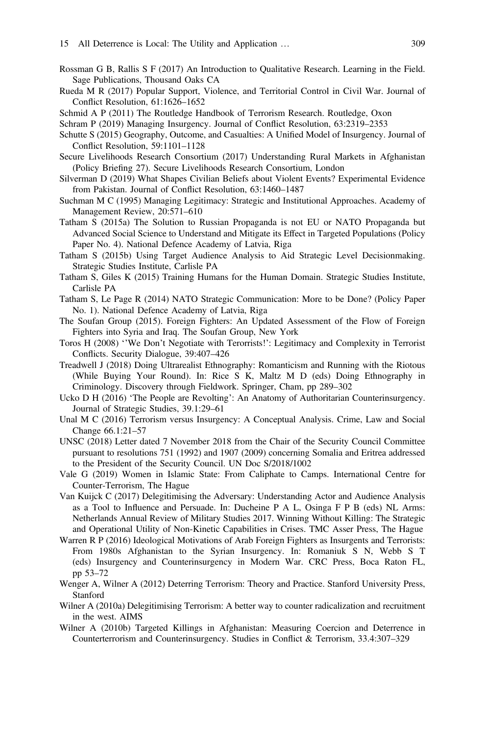Rossman G B, Rallis S F (2017) An Introduction to Qualitative Research. Learning in the Field. Sage Publications, Thousand Oaks CA

Rueda M R (2017) Popular Support, Violence, and Territorial Control in Civil War. Journal of Conflict Resolution, 61:1626–1652

Schmid A P (2011) The Routledge Handbook of Terrorism Research. Routledge, Oxon

Schram P (2019) Managing Insurgency. Journal of Conflict Resolution, 63:2319–2353

Schutte S (2015) Geography, Outcome, and Casualties: A Unified Model of Insurgency. Journal of Conflict Resolution, 59:1101–1128

Secure Livelihoods Research Consortium (2017) Understanding Rural Markets in Afghanistan (Policy Briefing 27). Secure Livelihoods Research Consortium, London

Silverman D (2019) What Shapes Civilian Beliefs about Violent Events? Experimental Evidence from Pakistan. Journal of Conflict Resolution, 63:1460–1487

Suchman M C (1995) Managing Legitimacy: Strategic and Institutional Approaches. Academy of Management Review, 20:571–610

Tatham S (2015a) The Solution to Russian Propaganda is not EU or NATO Propaganda but Advanced Social Science to Understand and Mitigate its Effect in Targeted Populations (Policy Paper No. 4). National Defence Academy of Latvia, Riga

Tatham S (2015b) Using Target Audience Analysis to Aid Strategic Level Decisionmaking. Strategic Studies Institute, Carlisle PA

Tatham S, Giles K (2015) Training Humans for the Human Domain. Strategic Studies Institute, Carlisle PA

Tatham S, Le Page R (2014) NATO Strategic Communication: More to be Done? (Policy Paper No. 1). National Defence Academy of Latvia, Riga

The Soufan Group (2015). Foreign Fighters: An Updated Assessment of the Flow of Foreign Fighters into Syria and Iraq. The Soufan Group, New York

Toros H (2008) ''We Don't Negotiate with Terorrists!': Legitimacy and Complexity in Terrorist Conflicts. Security Dialogue, 39:407–426

Treadwell J (2018) Doing Ultrarealist Ethnography: Romanticism and Running with the Riotous (While Buying Your Round). In: Rice S K, Maltz M D (eds) Doing Ethnography in Criminology. Discovery through Fieldwork. Springer, Cham, pp 289–302

Ucko D H (2016) 'The People are Revolting': An Anatomy of Authoritarian Counterinsurgency. Journal of Strategic Studies, 39.1:29–61

Unal M C (2016) Terrorism versus Insurgency: A Conceptual Analysis. Crime, Law and Social Change 66.1:21–57

UNSC (2018) Letter dated 7 November 2018 from the Chair of the Security Council Committee pursuant to resolutions 751 (1992) and 1907 (2009) concerning Somalia and Eritrea addressed to the President of the Security Council. UN Doc S/2018/1002

Vale G (2019) Women in Islamic State: From Caliphate to Camps. International Centre for Counter-Terrorism, The Hague

Van Kuijck C (2017) Delegitimising the Adversary: Understanding Actor and Audience Analysis as a Tool to Influence and Persuade. In: Ducheine P A L, Osinga F P B (eds) NL Arms: Netherlands Annual Review of Military Studies 2017. Winning Without Killing: The Strategic and Operational Utility of Non-Kinetic Capabilities in Crises. TMC Asser Press, The Hague

Warren R P (2016) Ideological Motivations of Arab Foreign Fighters as Insurgents and Terrorists: From 1980s Afghanistan to the Syrian Insurgency. In: Romaniuk S N, Webb S T (eds) Insurgency and Counterinsurgency in Modern War. CRC Press, Boca Raton FL, pp 53–72

Wenger A, Wilner A (2012) Deterring Terrorism: Theory and Practice. Stanford University Press, Stanford

Wilner A (2010a) Delegitimising Terrorism: A better way to counter radicalization and recruitment in the west. AIMS

Wilner A (2010b) Targeted Killings in Afghanistan: Measuring Coercion and Deterrence in Counterterrorism and Counterinsurgency. Studies in Conflict & Terrorism, 33.4:307–329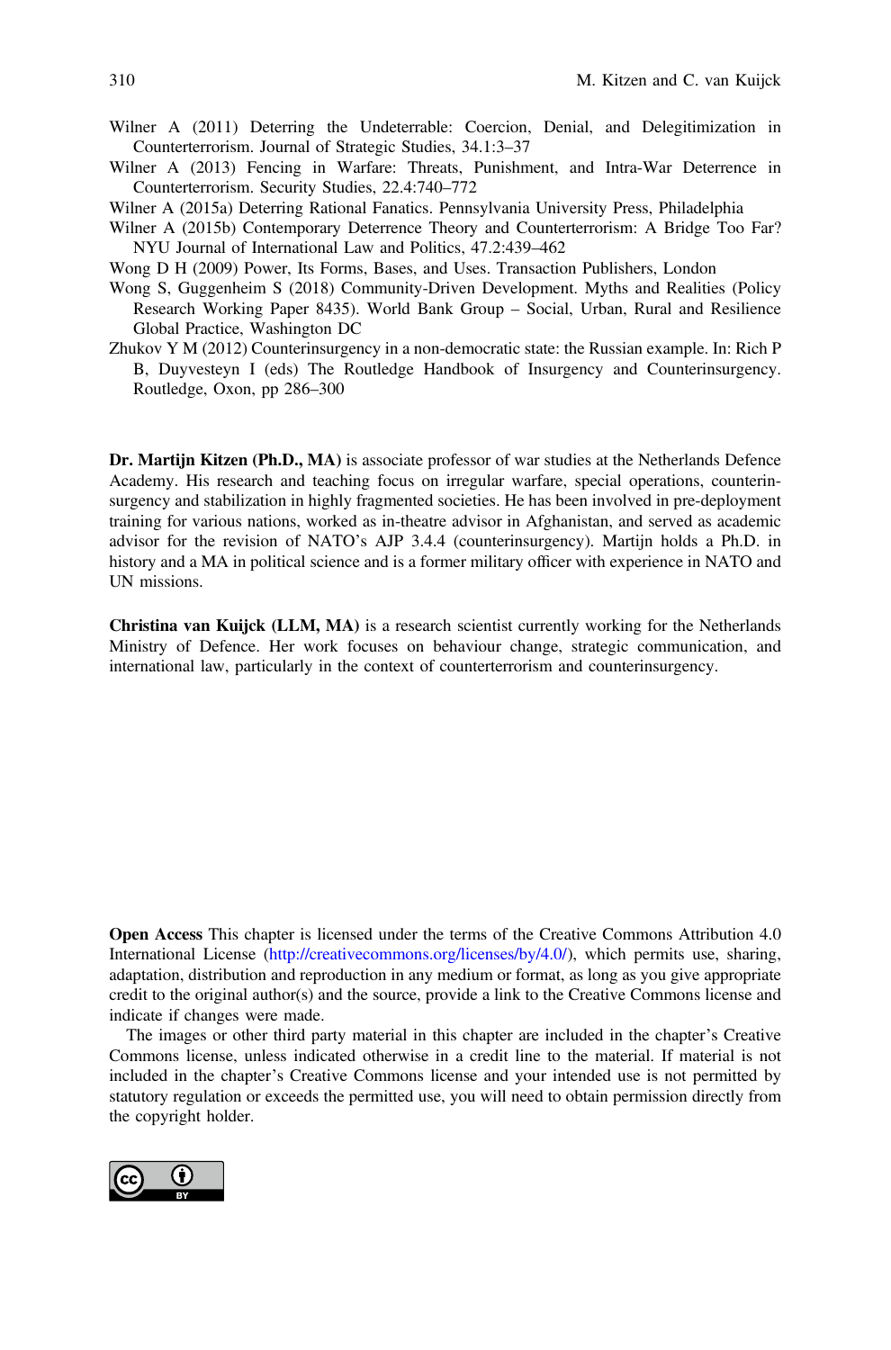Wilner A (2011) Deterring the Undeterrable: Coercion, Denial, and Delegitimization in Counterterrorism. Journal of Strategic Studies, 34.1:3–37

Wilner A (2013) Fencing in Warfare: Threats, Punishment, and Intra-War Deterrence in Counterterrorism. Security Studies, 22.4:740–772

Wilner A (2015a) Deterring Rational Fanatics. Pennsylvania University Press, Philadelphia

Wilner A (2015b) Contemporary Deterrence Theory and Counterterrorism: A Bridge Too Far? NYU Journal of International Law and Politics, 47.2:439–462

Wong D H (2009) Power, Its Forms, Bases, and Uses. Transaction Publishers, London

Wong S, Guggenheim S (2018) Community-Driven Development. Myths and Realities (Policy Research Working Paper 8435). World Bank Group – Social, Urban, Rural and Resilience Global Practice, Washington DC

Zhukov Y M (2012) Counterinsurgency in a non-democratic state: the Russian example. In: Rich P B, Duyvesteyn I (eds) The Routledge Handbook of Insurgency and Counterinsurgency. Routledge, Oxon, pp 286–300

**Dr. Martijn Kitzen (Ph.D., MA)** is associate professor of war studies at the Netherlands Defence Academy. His research and teaching focus on irregular warfare, special operations, counterinsurgency and stabilization in highly fragmented societies. He has been involved in pre-deployment training for various nations, worked as in-theatre advisor in Afghanistan, and served as academic advisor for the revision of NATO's AJP 3.4.4 (counterinsurgency). Martijn holds a Ph.D. in history and a MA in political science and is a former military officer with experience in NATO and UN missions.

**Christina van Kuijck (LLM, MA)** is a research scientist currently working for the Netherlands Ministry of Defence. Her work focuses on behaviour change, strategic communication, and international law, particularly in the context of counterterrorism and counterinsurgency.

**Open Access** This chapter is licensed under the terms of the Creative Commons Attribution 4.0 International License (http://creativecommons.org/licenses/by/4.0/), which permits use, sharing, adaptation, distribution and reproduction in any medium or format, as long as you give appropriate credit to the original author(s) and the source, provide a link to the Creative Commons license and indicate if changes were made.

The images or other third party material in this chapter are included in the chapter's Creative Commons license, unless indicated otherwise in a credit line to the material. If material is not included in the chapter's Creative Commons license and your intended use is not permitted by statutory regulation or exceeds the permitted use, you will need to obtain permission directly from the copyright holder.